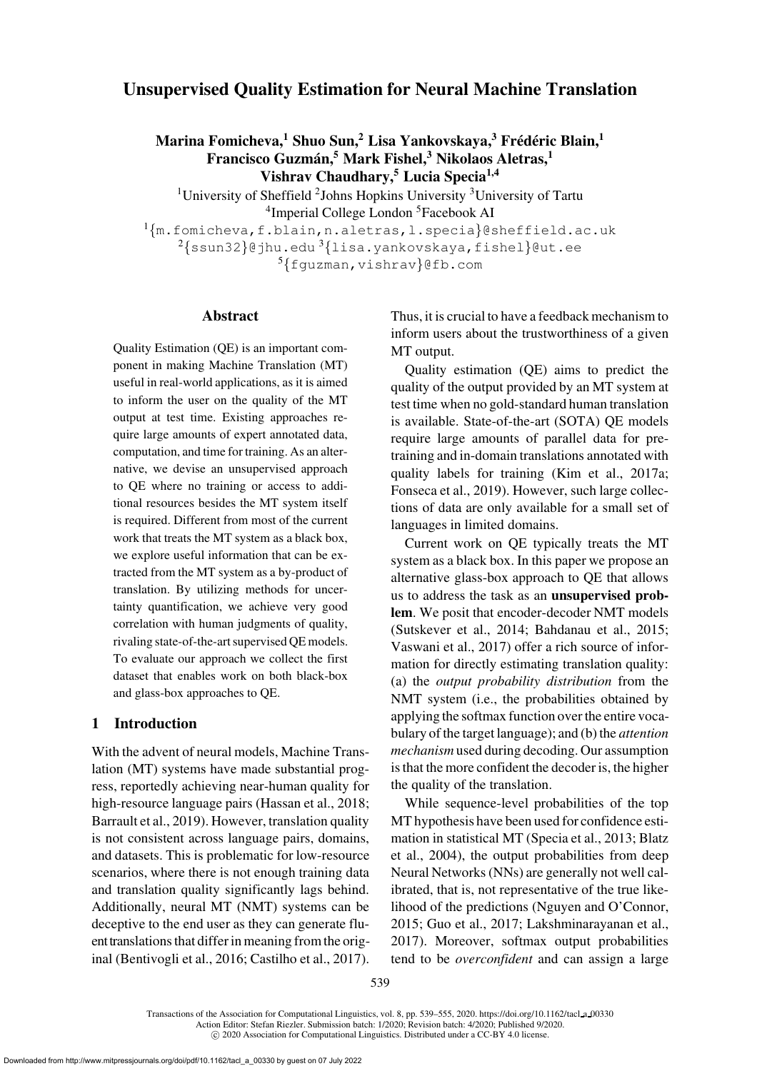# Unsupervised Quality Estimation for Neural Machine Translation

**Marina Fomicheva,[1] Shuo Sun,[2] Lisa Yankovskaya,[3] Frédéric Blain,[1] Francisco Guzmán,[5] Mark Fishel,[3] Nikolaos Aletras,[1] Vishrav Chaudhary,[5] Lucia Specia[1,4]**

[1]University of Sheffield [2]Johns Hopkins University [3]University of Tartu
[4]Imperial College London [5]Facebook AI

[1]{m.fomicheva,f.blain,n.aletras,l.specia}@sheffield.ac.uk
[2]{ssun32}@jhu.edu [3]{lisa.yankovskaya,fishel}@ut.ee
[5]{fguzman,vishrav}@fb.com

## Abstract

Quality Estimation (QE) is an important component in making Machine Translation (MT) useful in real-world applications, as it is aimed to inform the user on the quality of the MT output at test time. Existing approaches require large amounts of expert annotated data, computation, and time for training. As an alternative, we devise an unsupervised approach to QE where no training or access to additional resources besides the MT system itself is required. Different from most of the current work that treats the MT system as a black box, we explore useful information that can be extracted from the MT system as a by-product of translation. By utilizing methods for uncertainty quantification, we achieve very good correlation with human judgments of quality, rivaling state-of-the-art supervised QE models. To evaluate our approach we collect the first dataset that enables work on both black-box and glass-box approaches to QE.

## 1 Introduction

With the advent of neural models, Machine Translation (MT) systems have made substantial progress, reportedly achieving near-human quality for high-resource language pairs (Hassan et al., 2018; Barrault et al., 2019). However, translation quality is not consistent across language pairs, domains, and datasets. This is problematic for low-resource scenarios, where there is not enough training data and translation quality significantly lags behind. Additionally, neural MT (NMT) systems can be deceptive to the end user as they can generate fluent translations that differ in meaning from the original (Bentivogli et al., 2016; Castilho et al., 2017). Thus, it is crucial to have a feedback mechanism to inform users about the trustworthiness of a given MT output.

Quality estimation (QE) aims to predict the quality of the output provided by an MT system at test time when no gold-standard human translation is available. State-of-the-art (SOTA) QE models require large amounts of parallel data for pre-training and in-domain translations annotated with quality labels for training (Kim et al., 2017a; Fonseca et al., 2019). However, such large collections of data are only available for a small set of languages in limited domains.

Current work on QE typically treats the MT system as a black box. In this paper we propose an alternative glass-box approach to QE that allows us to address the task as an **unsupervised problem**. We posit that encoder-decoder NMT models (Sutskever et al., 2014; Bahdanau et al., 2015; Vaswani et al., 2017) offer a rich source of information for directly estimating translation quality: (a) the *output probability distribution* from the NMT system (i.e., the probabilities obtained by applying the softmax function over the entire vocabulary of the target language); and (b) the *attention mechanism* used during decoding. Our assumption is that the more confident the decoder is, the higher the quality of the translation.

While sequence-level probabilities of the top MT hypothesis have been used for confidence estimation in statistical MT (Specia et al., 2013; Blatz et al., 2004), the output probabilities from deep Neural Networks (NNs) are generally not well calibrated, that is, not representative of the true likelihood of the predictions (Nguyen and O'Connor, 2015; Guo et al., 2017; Lakshminarayanan et al., 2017). Moreover, softmax output probabilities tend to be *overconfident* and can assign a large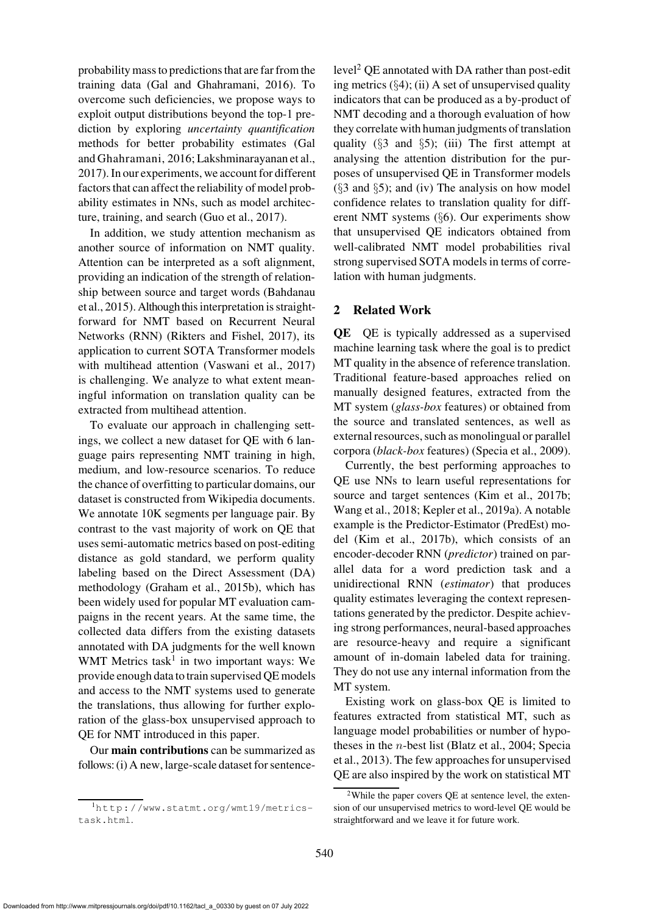probability mass to predictions that are far from the training data (Gal and Ghahramani, 2016). To overcome such deficiencies, we propose ways to exploit output distributions beyond the top-1 prediction by exploring *uncertainty quantification* methods for better probability estimates (Gal and Ghahramani, 2016; Lakshminarayanan et al., 2017). In our experiments, we account for different factors that can affect the reliability of model probability estimates in NNs, such as model architecture, training, and search (Guo et al., 2017).

In addition, we study attention mechanism as another source of information on NMT quality. Attention can be interpreted as a soft alignment, providing an indication of the strength of relationship between source and target words (Bahdanau et al., 2015). Although this interpretation is straightforward for NMT based on Recurrent Neural Networks (RNN) (Rikters and Fishel, 2017), its application to current SOTA Transformer models with multihead attention (Vaswani et al., 2017) is challenging. We analyze to what extent meaningful information on translation quality can be extracted from multihead attention.

To evaluate our approach in challenging settings, we collect a new dataset for QE with 6 language pairs representing NMT training in high, medium, and low-resource scenarios. To reduce the chance of overfitting to particular domains, our dataset is constructed from Wikipedia documents. We annotate 10K segments per language pair. By contrast to the vast majority of work on QE that uses semi-automatic metrics based on post-editing distance as gold standard, we perform quality labeling based on the Direct Assessment (DA) methodology (Graham et al., 2015b), which has been widely used for popular MT evaluation campaigns in the recent years. At the same time, the collected data differs from the existing datasets annotated with DA judgments for the well known WMT Metrics task[1] in two important ways: We provide enough data to train supervised QE models and access to the NMT systems used to generate the translations, thus allowing for further exploration of the glass-box unsupervised approach to QE for NMT introduced in this paper.

Our **main contributions** can be summarized as follows: (i) A new, large-scale dataset for sentence-level[2] QE annotated with DA rather than post-editing metrics (§4); (ii) A set of unsupervised quality indicators that can be produced as a by-product of NMT decoding and a thorough evaluation of how they correlate with human judgments of translation quality (§3 and §5); (iii) The first attempt at analysing the attention distribution for the purposes of unsupervised QE in Transformer models (§3 and §5); and (iv) The analysis on how model confidence relates to translation quality for different NMT systems (§6). Our experiments show that unsupervised QE indicators obtained from well-calibrated NMT model probabilities rival strong supervised SOTA models in terms of correlation with human judgments.

## 2 Related Work

**QE** QE is typically addressed as a supervised machine learning task where the goal is to predict MT quality in the absence of reference translation. Traditional feature-based approaches relied on manually designed features, extracted from the MT system (*glass-box* features) or obtained from the source and translated sentences, as well as external resources, such as monolingual or parallel corpora (*black-box* features) (Specia et al., 2009).

Currently, the best performing approaches to QE use NNs to learn useful representations for source and target sentences (Kim et al., 2017b; Wang et al., 2018; Kepler et al., 2019a). A notable example is the Predictor-Estimator (PredEst) model (Kim et al., 2017b), which consists of an encoder-decoder RNN (*predictor*) trained on parallel data for a word prediction task and a unidirectional RNN (*estimator*) that produces quality estimates leveraging the context representations generated by the predictor. Despite achieving strong performances, neural-based approaches are resource-heavy and require a significant amount of in-domain labeled data for training. They do not use any internal information from the MT system.

Existing work on glass-box QE is limited to features extracted from statistical MT, such as language model probabilities or number of hypotheses in the $n$-best list (Blatz et al., 2004; Specia et al., 2013). The few approaches for unsupervised QE are also inspired by the work on statistical MT

[1] http://www.statmt.org/wmt19/metrics-task.html.

[2] While the paper covers QE at sentence level, the extension of our unsupervised metrics to word-level QE would be straightforward and we leave it for future work.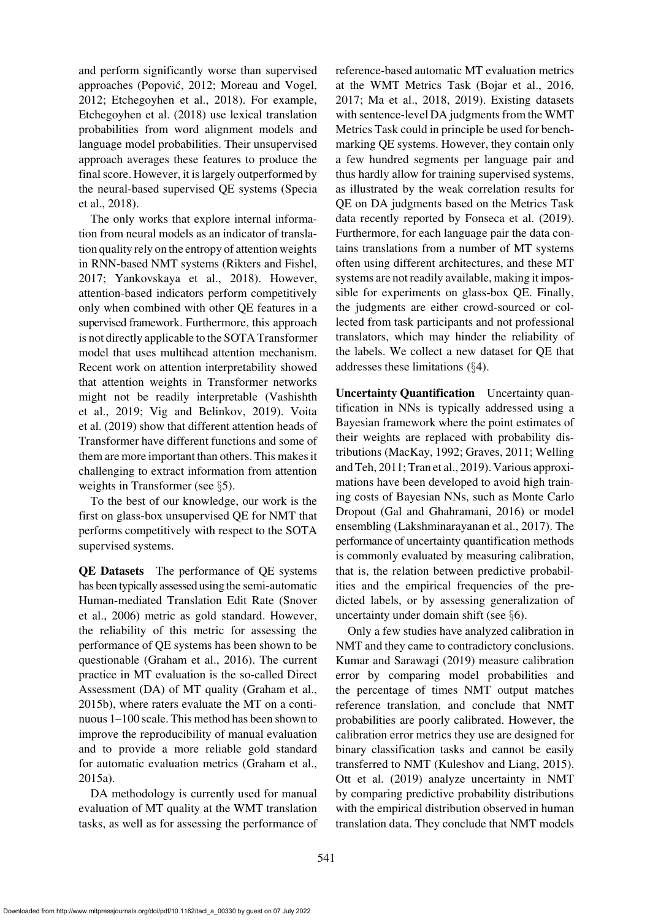and perform significantly worse than supervised approaches (Popović, 2012; Moreau and Vogel, 2012; Etchegoyhen et al., 2018). For example, Etchegoyhen et al. (2018) use lexical translation probabilities from word alignment models and language model probabilities. Their unsupervised approach averages these features to produce the final score. However, it is largely outperformed by the neural-based supervised QE systems (Specia et al., 2018).

The only works that explore internal information from neural models as an indicator of translation quality rely on the entropy of attention weights in RNN-based NMT systems (Rikters and Fishel, 2017; Yankovskaya et al., 2018). However, attention-based indicators perform competitively only when combined with other QE features in a supervised framework. Furthermore, this approach is not directly applicable to the SOTA Transformer model that uses multihead attention mechanism. Recent work on attention interpretability showed that attention weights in Transformer networks might not be readily interpretable (Vashishth et al., 2019; Vig and Belinkov, 2019). Voita et al. (2019) show that different attention heads of Transformer have different functions and some of them are more important than others. This makes it challenging to extract information from attention weights in Transformer (see §5).

To the best of our knowledge, our work is the first on glass-box unsupervised QE for NMT that performs competitively with respect to the SOTA supervised systems.

**QE Datasets** The performance of QE systems has been typically assessed using the semi-automatic Human-mediated Translation Edit Rate (Snover et al., 2006) metric as gold standard. However, the reliability of this metric for assessing the performance of QE systems has been shown to be questionable (Graham et al., 2016). The current practice in MT evaluation is the so-called Direct Assessment (DA) of MT quality (Graham et al., 2015b), where raters evaluate the MT on a continuous 1–100 scale. This method has been shown to improve the reproducibility of manual evaluation and to provide a more reliable gold standard for automatic evaluation metrics (Graham et al., 2015a).

DA methodology is currently used for manual evaluation of MT quality at the WMT translation tasks, as well as for assessing the performance of reference-based automatic MT evaluation metrics at the WMT Metrics Task (Bojar et al., 2016, 2017; Ma et al., 2018, 2019). Existing datasets with sentence-level DA judgments from the WMT Metrics Task could in principle be used for benchmarking QE systems. However, they contain only a few hundred segments per language pair and thus hardly allow for training supervised systems, as illustrated by the weak correlation results for QE on DA judgments based on the Metrics Task data recently reported by Fonseca et al. (2019). Furthermore, for each language pair the data contains translations from a number of MT systems often using different architectures, and these MT systems are not readily available, making it impossible for experiments on glass-box QE. Finally, the judgments are either crowd-sourced or collected from task participants and not professional translators, which may hinder the reliability of the labels. We collect a new dataset for QE that addresses these limitations (§4).

**Uncertainty Quantification** Uncertainty quantification in NNs is typically addressed using a Bayesian framework where the point estimates of their weights are replaced with probability distributions (MacKay, 1992; Graves, 2011; Welling and Teh, 2011; Tran et al., 2019). Various approximations have been developed to avoid high training costs of Bayesian NNs, such as Monte Carlo Dropout (Gal and Ghahramani, 2016) or model ensembling (Lakshminarayanan et al., 2017). The performance of uncertainty quantification methods is commonly evaluated by measuring calibration, that is, the relation between predictive probabilities and the empirical frequencies of the predicted labels, or by assessing generalization of uncertainty under domain shift (see §6).

Only a few studies have analyzed calibration in NMT and they came to contradictory conclusions. Kumar and Sarawagi (2019) measure calibration error by comparing model probabilities and the percentage of times NMT output matches reference translation, and conclude that NMT probabilities are poorly calibrated. However, the calibration error metrics they use are designed for binary classification tasks and cannot be easily transferred to NMT (Kuleshov and Liang, 2015). Ott et al. (2019) analyze uncertainty in NMT by comparing predictive probability distributions with the empirical distribution observed in human translation data. They conclude that NMT models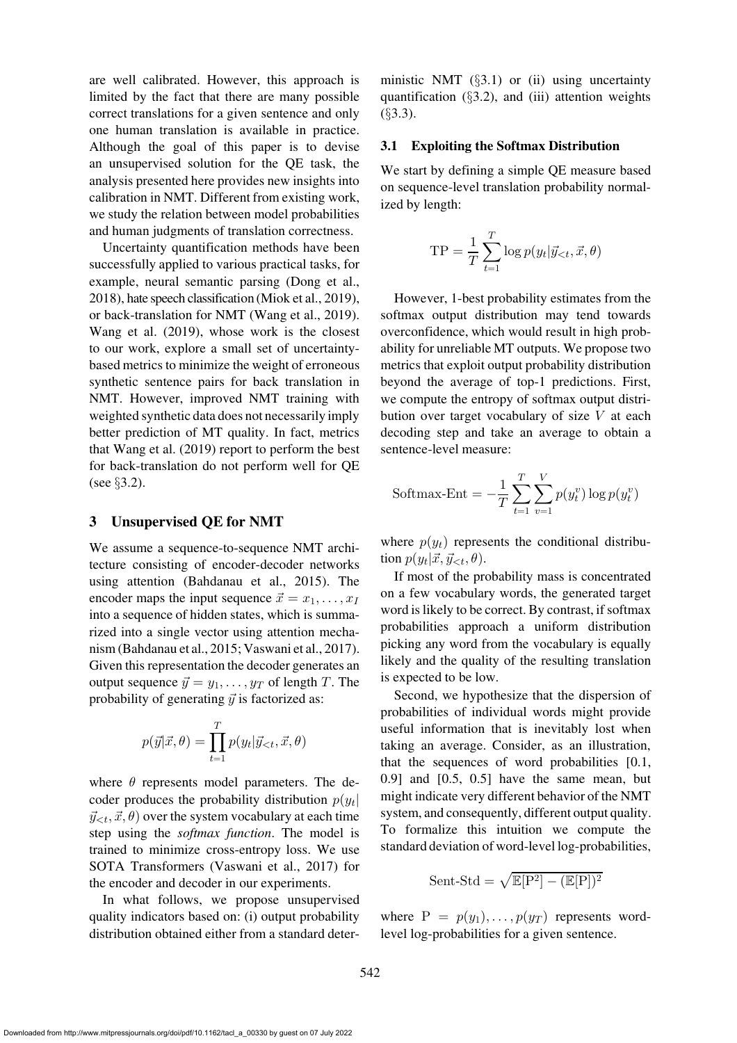are well calibrated. However, this approach is limited by the fact that there are many possible correct translations for a given sentence and only one human translation is available in practice. Although the goal of this paper is to devise an unsupervised solution for the QE task, the analysis presented here provides new insights into calibration in NMT. Different from existing work, we study the relation between model probabilities and human judgments of translation correctness.

Uncertainty quantification methods have been successfully applied to various practical tasks, for example, neural semantic parsing (Dong et al., 2018), hate speech classification (Miok et al., 2019), or back-translation for NMT (Wang et al., 2019). Wang et al. (2019), whose work is the closest to our work, explore a small set of uncertainty-based metrics to minimize the weight of erroneous synthetic sentence pairs for back translation in NMT. However, improved NMT training with weighted synthetic data does not necessarily imply better prediction of MT quality. In fact, metrics that Wang et al. (2019) report to perform the best for back-translation do not perform well for QE (see §3.2).

## 3 Unsupervised QE for NMT

We assume a sequence-to-sequence NMT architecture consisting of encoder-decoder networks using attention (Bahdanau et al., 2015). The encoder maps the input sequence $\vec{x} = x_1, \ldots, x_I$ into a sequence of hidden states, which is summarized into a single vector using attention mechanism (Bahdanau et al., 2015; Vaswani et al., 2017). Given this representation the decoder generates an output sequence $\vec{y} = y_1, \ldots, y_T$ of length $T$. The probability of generating $\vec{y}$ is factorized as:

$$p(\vec{y}|\vec{x}, \theta) = \prod_{t=1}^{T} p(y_t|\vec{y}_{<t}, \vec{x}, \theta)$$

where $\theta$ represents model parameters. The decoder produces the probability distribution $p(y_t|\vec{y}_{<t}, \vec{x}, \theta)$ over the system vocabulary at each time step using the *softmax function*. The model is trained to minimize cross-entropy loss. We use SOTA Transformers (Vaswani et al., 2017) for the encoder and decoder in our experiments.

In what follows, we propose unsupervised quality indicators based on: (i) output probability distribution obtained either from a standard deterministic NMT (§3.1) or (ii) using uncertainty quantification (§3.2), and (iii) attention weights (§3.3).

### 3.1 Exploiting the Softmax Distribution

We start by defining a simple QE measure based on sequence-level translation probability normalized by length:

$$\text{TP} = \frac{1}{T} \sum_{t=1}^{T} \log p(y_t|\vec{y}_{<t}, \vec{x}, \theta)$$

However, 1-best probability estimates from the softmax output distribution may tend towards overconfidence, which would result in high probability for unreliable MT outputs. We propose two metrics that exploit output probability distribution beyond the average of top-1 predictions. First, we compute the entropy of softmax output distribution over target vocabulary of size $V$ at each decoding step and take an average to obtain a sentence-level measure:

$$\text{Softmax-Ent} = -\frac{1}{T} \sum_{t=1}^{T} \sum_{v=1}^{V} p(y_t^v) \log p(y_t^v)$$

where $p(y_t)$ represents the conditional distribution $p(y_t|\vec{x}, \vec{y}_{<t}, \theta)$.

If most of the probability mass is concentrated on a few vocabulary words, the generated target word is likely to be correct. By contrast, if softmax probabilities approach a uniform distribution picking any word from the vocabulary is equally likely and the quality of the resulting translation is expected to be low.

Second, we hypothesize that the dispersion of probabilities of individual words might provide useful information that is inevitably lost when taking an average. Consider, as an illustration, that the sequences of word probabilities [0.1, 0.9] and [0.5, 0.5] have the same mean, but might indicate very different behavior of the NMT system, and consequently, different output quality. To formalize this intuition we compute the standard deviation of word-level log-probabilities,

$$\text{Sent-Std} = \sqrt{\mathbb{E}[\text{P}^2] - (\mathbb{E}[\text{P}])^2}$$

where $\text{P} = p(y_1), \ldots, p(y_T)$ represents word-level log-probabilities for a given sentence.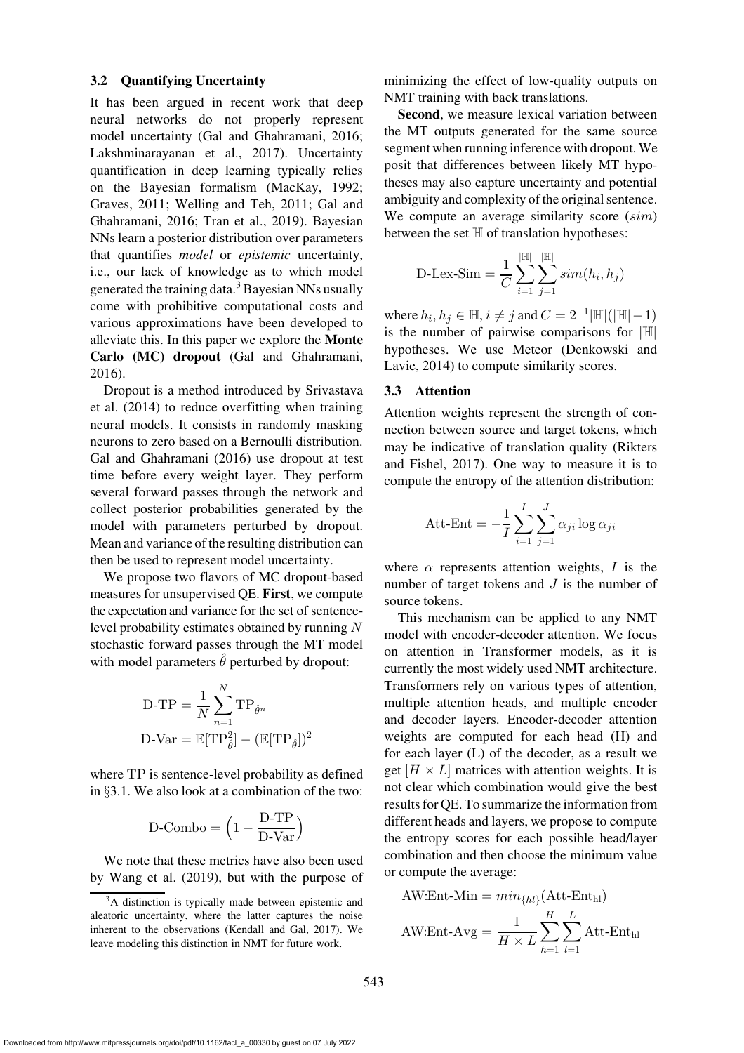### 3.2 Quantifying Uncertainty

It has been argued in recent work that deep neural networks do not properly represent model uncertainty (Gal and Ghahramani, 2016; Lakshminarayanan et al., 2017). Uncertainty quantification in deep learning typically relies on the Bayesian formalism (MacKay, 1992; Graves, 2011; Welling and Teh, 2011; Gal and Ghahramani, 2016; Tran et al., 2019). Bayesian NNs learn a posterior distribution over parameters that quantifies *model* or *epistemic* uncertainty, i.e., our lack of knowledge as to which model generated the training data.[3] Bayesian NNs usually come with prohibitive computational costs and various approximations have been developed to alleviate this. In this paper we explore the **Monte Carlo (MC) dropout** (Gal and Ghahramani, 2016).

Dropout is a method introduced by Srivastava et al. (2014) to reduce overfitting when training neural models. It consists in randomly masking neurons to zero based on a Bernoulli distribution. Gal and Ghahramani (2016) use dropout at test time before every weight layer. They perform several forward passes through the network and collect posterior probabilities generated by the model with parameters perturbed by dropout. Mean and variance of the resulting distribution can then be used to represent model uncertainty.

We propose two flavors of MC dropout-based measures for unsupervised QE. **First**, we compute the expectation and variance for the set of sentence-level probability estimates obtained by running $N$ stochastic forward passes through the MT model with model parameters $\hat{\theta}$ perturbed by dropout:

$$\text{D-TP} = \frac{1}{N}\sum_{n=1}^{N} \text{TP}_{\hat{\theta}^n}$$

$$\text{D-Var} = \mathbb{E}[\text{TP}_{\hat{\theta}}^2] - (\mathbb{E}[\text{TP}_{\hat{\theta}}])^2$$

where TP is sentence-level probability as defined in §3.1. We also look at a combination of the two:

$$\text{D-Combo} = \left(1 - \frac{\text{D-TP}}{\text{D-Var}}\right)$$

We note that these metrics have also been used by Wang et al. (2019), but with the purpose of minimizing the effect of low-quality outputs on NMT training with back translations.

**Second**, we measure lexical variation between the MT outputs generated for the same source segment when running inference with dropout. We posit that differences between likely MT hypotheses may also capture uncertainty and potential ambiguity and complexity of the original sentence. We compute an average similarity score ($sim$) between the set $\mathbb{H}$ of translation hypotheses:

$$\text{D-Lex-Sim} = \frac{1}{C}\sum_{i=1}^{|\mathbb{H}|}\sum_{j=1}^{|\mathbb{H}|} sim(h_i, h_j)$$

where $h_i, h_j \in \mathbb{H}$, $i \neq j$ and $C = 2^{-1}|\mathbb{H}|(|\mathbb{H}|-1)$ is the number of pairwise comparisons for $|\mathbb{H}|$ hypotheses. We use Meteor (Denkowski and Lavie, 2014) to compute similarity scores.

### 3.3 Attention

Attention weights represent the strength of connection between source and target tokens, which may be indicative of translation quality (Rikters and Fishel, 2017). One way to measure it is to compute the entropy of the attention distribution:

$$\text{Att-Ent} = -\frac{1}{I}\sum_{i=1}^{I}\sum_{j=1}^{J} \alpha_{ji} \log \alpha_{ji}$$

where $\alpha$ represents attention weights, $I$ is the number of target tokens and $J$ is the number of source tokens.

This mechanism can be applied to any NMT model with encoder-decoder attention. We focus on attention in Transformer models, as it is currently the most widely used NMT architecture. Transformers rely on various types of attention, multiple attention heads, and multiple encoder and decoder layers. Encoder-decoder attention weights are computed for each head (H) and for each layer (L) of the decoder, as a result we get $[H \times L]$ matrices with attention weights. It is not clear which combination would give the best results for QE. To summarize the information from different heads and layers, we propose to compute the entropy scores for each possible head/layer combination and then choose the minimum value or compute the average:

$$\text{AW:Ent-Min} = min_{\{hl\}}(\text{Att-Ent}_{\text{hl}})$$

$$\text{AW:Ent-Avg} = \frac{1}{H \times L}\sum_{h=1}^{H}\sum_{l=1}^{L} \text{Att-Ent}_{\text{hl}}$$

[3] A distinction is typically made between epistemic and aleatoric uncertainty, where the latter captures the noise inherent to the observations (Kendall and Gal, 2017). We leave modeling this distinction in NMT for future work.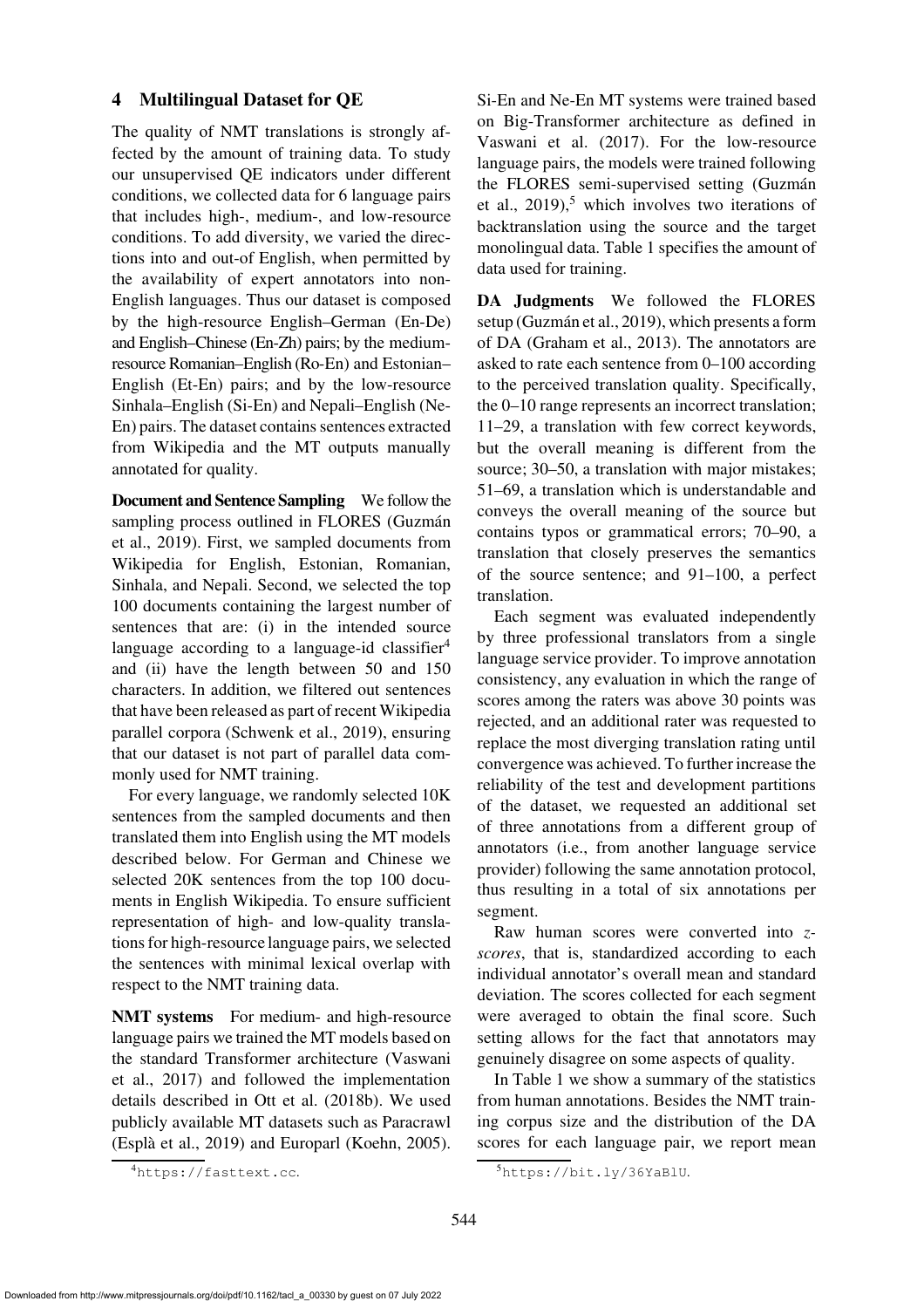## 4 Multilingual Dataset for QE

The quality of NMT translations is strongly affected by the amount of training data. To study our unsupervised QE indicators under different conditions, we collected data for 6 language pairs that includes high-, medium-, and low-resource conditions. To add diversity, we varied the directions into and out-of English, when permitted by the availability of expert annotators into non-English languages. Thus our dataset is composed by the high-resource English–German (En-De) and English–Chinese (En-Zh) pairs; by the medium-resource Romanian–English (Ro-En) and Estonian–English (Et-En) pairs; and by the low-resource Sinhala–English (Si-En) and Nepali–English (Ne-En) pairs. The dataset contains sentences extracted from Wikipedia and the MT outputs manually annotated for quality.

**Document and Sentence Sampling** We follow the sampling process outlined in FLORES (Guzmán et al., 2019). First, we sampled documents from Wikipedia for English, Estonian, Romanian, Sinhala, and Nepali. Second, we selected the top 100 documents containing the largest number of sentences that are: (i) in the intended source language according to a language-id classifier[4] and (ii) have the length between 50 and 150 characters. In addition, we filtered out sentences that have been released as part of recent Wikipedia parallel corpora (Schwenk et al., 2019), ensuring that our dataset is not part of parallel data commonly used for NMT training.

For every language, we randomly selected 10K sentences from the sampled documents and then translated them into English using the MT models described below. For German and Chinese we selected 20K sentences from the top 100 documents in English Wikipedia. To ensure sufficient representation of high- and low-quality translations for high-resource language pairs, we selected the sentences with minimal lexical overlap with respect to the NMT training data.

**NMT systems** For medium- and high-resource language pairs we trained the MT models based on the standard Transformer architecture (Vaswani et al., 2017) and followed the implementation details described in Ott et al. (2018b). We used publicly available MT datasets such as Paracrawl (Esplà et al., 2019) and Europarl (Koehn, 2005). Si-En and Ne-En MT systems were trained based on Big-Transformer architecture as defined in Vaswani et al. (2017). For the low-resource language pairs, the models were trained following the FLORES semi-supervised setting (Guzmán et al., 2019),[5] which involves two iterations of backtranslation using the source and the target monolingual data. Table 1 specifies the amount of data used for training.

**DA Judgments** We followed the FLORES setup (Guzmán et al., 2019), which presents a form of DA (Graham et al., 2013). The annotators are asked to rate each sentence from 0–100 according to the perceived translation quality. Specifically, the 0–10 range represents an incorrect translation; 11–29, a translation with few correct keywords, but the overall meaning is different from the source; 30–50, a translation with major mistakes; 51–69, a translation which is understandable and conveys the overall meaning of the source but contains typos or grammatical errors; 70–90, a translation that closely preserves the semantics of the source sentence; and 91–100, a perfect translation.

Each segment was evaluated independently by three professional translators from a single language service provider. To improve annotation consistency, any evaluation in which the range of scores among the raters was above 30 points was rejected, and an additional rater was requested to replace the most diverging translation rating until convergence was achieved. To further increase the reliability of the test and development partitions of the dataset, we requested an additional set of three annotations from a different group of annotators (i.e., from another language service provider) following the same annotation protocol, thus resulting in a total of six annotations per segment.

Raw human scores were converted into *z-scores*, that is, standardized according to each individual annotator's overall mean and standard deviation. The scores collected for each segment were averaged to obtain the final score. Such setting allows for the fact that annotators may genuinely disagree on some aspects of quality.

In Table 1 we show a summary of the statistics from human annotations. Besides the NMT training corpus size and the distribution of the DA scores for each language pair, we report mean

[4]https://fasttext.cc.

[5]https://bit.ly/36YaBlU.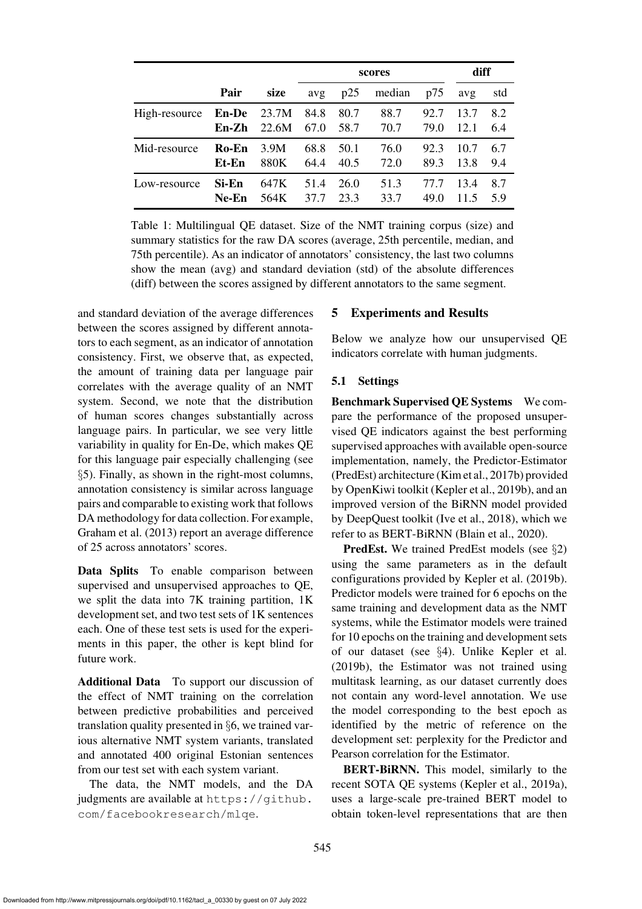| | Pair | size | scores | | | | diff | |
|---|---|---|---|---|---|---|---|---|
| | | | avg | p25 | median | p75 | avg | std |
| High-resource | **En-De** | 23.7M | 84.8 | 80.7 | 88.7 | 92.7 | 13.7 | 8.2 |
| | **En-Zh** | 22.6M | 67.0 | 58.7 | 70.7 | 79.0 | 12.1 | 6.4 |
| Mid-resource | **Ro-En** | 3.9M | 68.8 | 50.1 | 76.0 | 92.3 | 10.7 | 6.7 |
| | **Et-En** | 880K | 64.4 | 40.5 | 72.0 | 89.3 | 13.8 | 9.4 |
| Low-resource | **Si-En** | 647K | 51.4 | 26.0 | 51.3 | 77.7 | 13.4 | 8.7 |
| | **Ne-En** | 564K | 37.7 | 23.3 | 33.7 | 49.0 | 11.5 | 5.9 |

Table 1: Multilingual QE dataset. Size of the NMT training corpus (size) and summary statistics for the raw DA scores (average, 25th percentile, median, and 75th percentile). As an indicator of annotators' consistency, the last two columns show the mean (avg) and standard deviation (std) of the absolute differences (diff) between the scores assigned by different annotators to the same segment.

and standard deviation of the average differences between the scores assigned by different annotators to each segment, as an indicator of annotation consistency. First, we observe that, as expected, the amount of training data per language pair correlates with the average quality of an NMT system. Second, we note that the distribution of human scores changes substantially across language pairs. In particular, we see very little variability in quality for En-De, which makes QE for this language pair especially challenging (see §5). Finally, as shown in the right-most columns, annotation consistency is similar across language pairs and comparable to existing work that follows DA methodology for data collection. For example, Graham et al. (2013) report an average difference of 25 across annotators' scores.

**Data Splits** To enable comparison between supervised and unsupervised approaches to QE, we split the data into 7K training partition, 1K development set, and two test sets of 1K sentences each. One of these test sets is used for the experiments in this paper, the other is kept blind for future work.

**Additional Data** To support our discussion of the effect of NMT training on the correlation between predictive probabilities and perceived translation quality presented in §6, we trained various alternative NMT system variants, translated and annotated 400 original Estonian sentences from our test set with each system variant.

The data, the NMT models, and the DA judgments are available at https://github.com/facebookresearch/mlqe.

## 5 Experiments and Results

Below we analyze how our unsupervised QE indicators correlate with human judgments.

### 5.1 Settings

**Benchmark Supervised QE Systems** We compare the performance of the proposed unsupervised QE indicators against the best performing supervised approaches with available open-source implementation, namely, the Predictor-Estimator (PredEst) architecture (Kim et al., 2017b) provided by OpenKiwi toolkit (Kepler et al., 2019b), and an improved version of the BiRNN model provided by DeepQuest toolkit (Ive et al., 2018), which we refer to as BERT-BiRNN (Blain et al., 2020).

**PredEst.** We trained PredEst models (see §2) using the same parameters as in the default configurations provided by Kepler et al. (2019b). Predictor models were trained for 6 epochs on the same training and development data as the NMT systems, while the Estimator models were trained for 10 epochs on the training and development sets of our dataset (see §4). Unlike Kepler et al. (2019b), the Estimator was not trained using multitask learning, as our dataset currently does not contain any word-level annotation. We use the model corresponding to the best epoch as identified by the metric of reference on the development set: perplexity for the Predictor and Pearson correlation for the Estimator.

**BERT-BiRNN.** This model, similarly to the recent SOTA QE systems (Kepler et al., 2019a), uses a large-scale pre-trained BERT model to obtain token-level representations that are then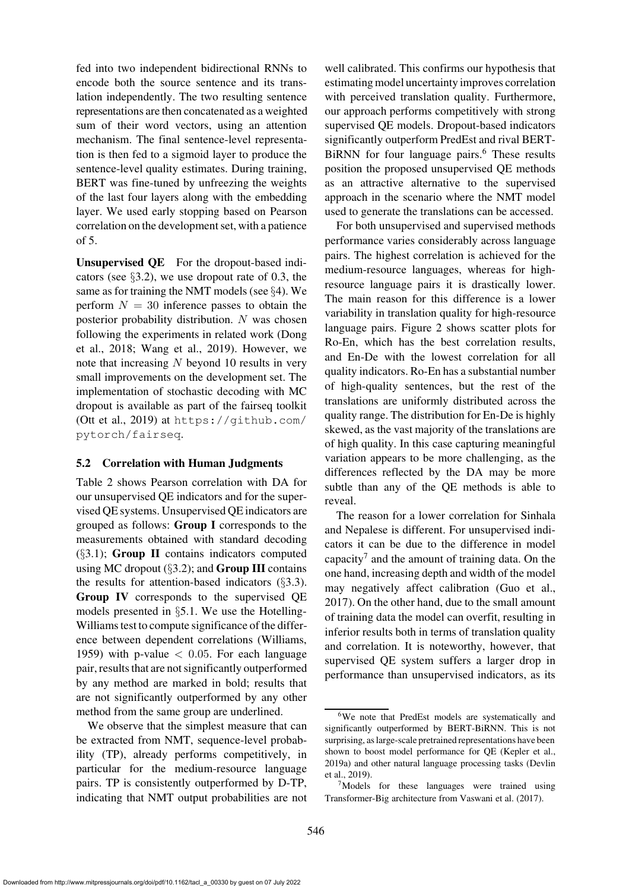fed into two independent bidirectional RNNs to encode both the source sentence and its translation independently. The two resulting sentence representations are then concatenated as a weighted sum of their word vectors, using an attention mechanism. The final sentence-level representation is then fed to a sigmoid layer to produce the sentence-level quality estimates. During training, BERT was fine-tuned by unfreezing the weights of the last four layers along with the embedding layer. We used early stopping based on Pearson correlation on the development set, with a patience of 5.

**Unsupervised QE** For the dropout-based indicators (see §3.2), we use dropout rate of 0.3, the same as for training the NMT models (see §4). We perform $N = 30$ inference passes to obtain the posterior probability distribution. $N$ was chosen following the experiments in related work (Dong et al., 2018; Wang et al., 2019). However, we note that increasing $N$ beyond 10 results in very small improvements on the development set. The implementation of stochastic decoding with MC dropout is available as part of the fairseq toolkit (Ott et al., 2019) at `https://github.com/pytorch/fairseq`.

### 5.2 Correlation with Human Judgments

Table 2 shows Pearson correlation with DA for our unsupervised QE indicators and for the supervised QE systems. Unsupervised QE indicators are grouped as follows: **Group I** corresponds to the measurements obtained with standard decoding (§3.1); **Group II** contains indicators computed using MC dropout (§3.2); and **Group III** contains the results for attention-based indicators (§3.3). **Group IV** corresponds to the supervised QE models presented in §5.1. We use the Hotelling-Williams test to compute significance of the difference between dependent correlations (Williams, 1959) with p-value $< 0.05$. For each language pair, results that are not significantly outperformed by any method are marked in bold; results that are not significantly outperformed by any other method from the same group are underlined.

We observe that the simplest measure that can be extracted from NMT, sequence-level probability (TP), already performs competitively, in particular for the medium-resource language pairs. TP is consistently outperformed by D-TP, indicating that NMT output probabilities are not well calibrated. This confirms our hypothesis that estimating model uncertainty improves correlation with perceived translation quality. Furthermore, our approach performs competitively with strong supervised QE models. Dropout-based indicators significantly outperform PredEst and rival BERT-BiRNN for four language pairs.[6] These results position the proposed unsupervised QE methods as an attractive alternative to the supervised approach in the scenario where the NMT model used to generate the translations can be accessed.

For both unsupervised and supervised methods performance varies considerably across language pairs. The highest correlation is achieved for the medium-resource languages, whereas for high-resource language pairs it is drastically lower. The main reason for this difference is a lower variability in translation quality for high-resource language pairs. Figure 2 shows scatter plots for Ro-En, which has the best correlation results, and En-De with the lowest correlation for all quality indicators. Ro-En has a substantial number of high-quality sentences, but the rest of the translations are uniformly distributed across the quality range. The distribution for En-De is highly skewed, as the vast majority of the translations are of high quality. In this case capturing meaningful variation appears to be more challenging, as the differences reflected by the DA may be more subtle than any of the QE methods is able to reveal.

The reason for a lower correlation for Sinhala and Nepalese is different. For unsupervised indicators it can be due to the difference in model capacity[7] and the amount of training data. On the one hand, increasing depth and width of the model may negatively affect calibration (Guo et al., 2017). On the other hand, due to the small amount of training data the model can overfit, resulting in inferior results both in terms of translation quality and correlation. It is noteworthy, however, that supervised QE system suffers a larger drop in performance than unsupervised indicators, as its

[6] We note that PredEst models are systematically and significantly outperformed by BERT-BiRNN. This is not surprising, as large-scale pretrained representations have been shown to boost model performance for QE (Kepler et al., 2019a) and other natural language processing tasks (Devlin et al., 2019).

[7] Models for these languages were trained using Transformer-Big architecture from Vaswani et al. (2017).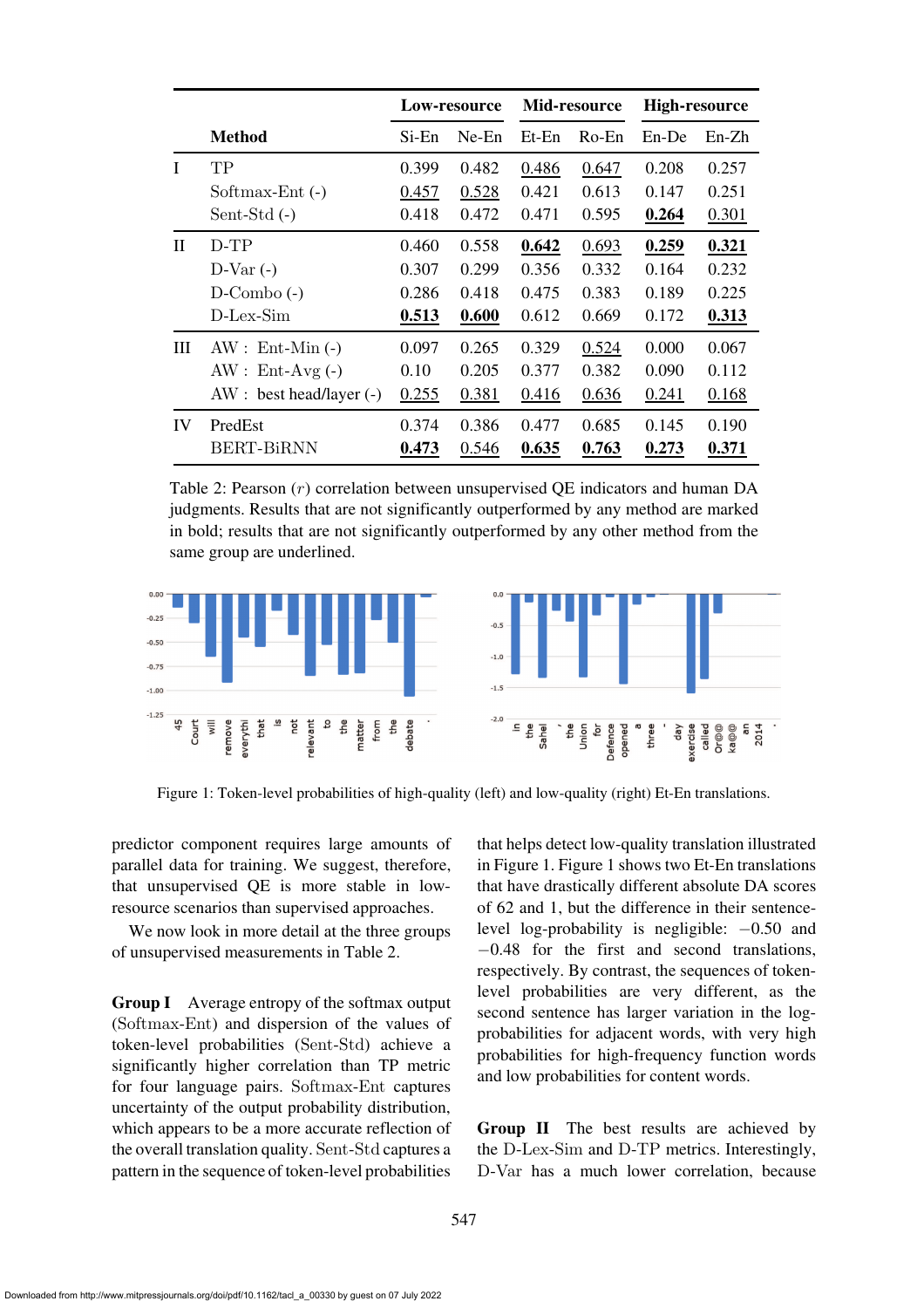| | Method | Low-resource | | Mid-resource | | High-resource | |
|---|---|---|---|---|---|---|---|
| | | Si-En | Ne-En | Et-En | Ro-En | En-De | En-Zh |
| I | TP | 0.399 | 0.482 | <u>0.486</u> | <u>0.647</u> | 0.208 | 0.257 |
| | Softmax-Ent (-) | <u>0.457</u> | <u>0.528</u> | 0.421 | 0.613 | 0.147 | 0.251 |
| | Sent-Std (-) | 0.418 | 0.472 | 0.471 | 0.595 | **<u>0.264</u>** | <u>0.301</u> |
| II | D-TP | 0.460 | 0.558 | **<u>0.642</u>** | <u>0.693</u> | **<u>0.259</u>** | **<u>0.321</u>** |
| | D-Var (-) | 0.307 | 0.299 | 0.356 | 0.332 | 0.164 | 0.232 |
| | D-Combo (-) | 0.286 | 0.418 | 0.475 | 0.383 | 0.189 | 0.225 |
| | D-Lex-Sim | **<u>0.513</u>** | **<u>0.600</u>** | 0.612 | 0.669 | 0.172 | **<u>0.313</u>** |
| III | AW : Ent-Min (-) | 0.097 | 0.265 | 0.329 | <u>0.524</u> | 0.000 | 0.067 |
| | AW : Ent-Avg (-) | 0.10 | 0.205 | 0.377 | 0.382 | 0.090 | 0.112 |
| | AW : best head/layer (-) | <u>0.255</u> | <u>0.381</u> | <u>0.416</u> | <u>0.636</u> | <u>0.241</u> | <u>0.168</u> |
| IV | PredEst | 0.374 | 0.386 | 0.477 | 0.685 | 0.145 | 0.190 |
| | BERT-BiRNN | **<u>0.473</u>** | <u>0.546</u> | **<u>0.635</u>** | **<u>0.763</u>** | **<u>0.273</u>** | **<u>0.371</u>** |

Table 2: Pearson ($r$) correlation between unsupervised QE indicators and human DA judgments. Results that are not significantly outperformed by any method are marked in bold; results that are not significantly outperformed by any other method from the same group are underlined.

Figure 1: Token-level probabilities of high-quality (left) and low-quality (right) Et-En translations.

predictor component requires large amounts of parallel data for training. We suggest, therefore, that unsupervised QE is more stable in low-resource scenarios than supervised approaches.

We now look in more detail at the three groups of unsupervised measurements in Table 2.

**Group I** Average entropy of the softmax output (Softmax-Ent) and dispersion of the values of token-level probabilities (Sent-Std) achieve a significantly higher correlation than TP metric for four language pairs. Softmax-Ent captures uncertainty of the output probability distribution, which appears to be a more accurate reflection of the overall translation quality. Sent-Std captures a pattern in the sequence of token-level probabilities that helps detect low-quality translation illustrated in Figure 1. Figure 1 shows two Et-En translations that have drastically different absolute DA scores of 62 and 1, but the difference in their sentence-level log-probability is negligible: $-0.50$ and $-0.48$ for the first and second translations, respectively. By contrast, the sequences of token-level probabilities are very different, as the second sentence has larger variation in the log-probabilities for adjacent words, with very high probabilities for high-frequency function words and low probabilities for content words.

**Group II** The best results are achieved by the D-Lex-Sim and D-TP metrics. Interestingly, D-Var has a much lower correlation, because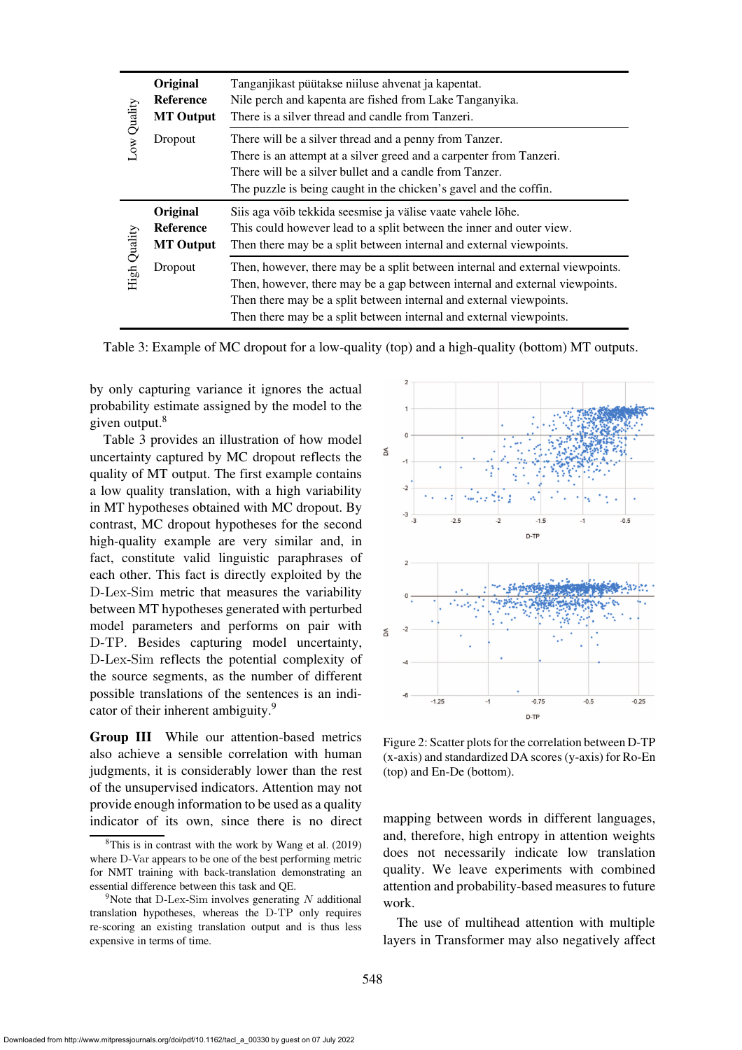| | | |
|---|---|---|
| Low Quality | **Original** | Tanganjikast püütakse niiluse ahvenat ja kapentat. |
| | **Reference** | Nile perch and kapenta are fished from Lake Tanganyika. |
| | **MT Output** | There is a silver thread and candle from Tanzeri. |
| | Dropout | There will be a silver thread and a penny from Tanzer. |
| | | There is an attempt at a silver greed and a carpenter from Tanzeri. |
| | | There will be a silver bullet and a candle from Tanzer. |
| | | The puzzle is being caught in the chicken's gavel and the coffin. |
| High Quality | **Original** | Siis aga võib tekkida seesmise ja välise vaate vahele lõhe. |
| | **Reference** | This could however lead to a split between the inner and outer view. |
| | **MT Output** | Then there may be a split between internal and external viewpoints. |
| | Dropout | Then, however, there may be a split between internal and external viewpoints. |
| | | Then, however, there may be a gap between internal and external viewpoints. |
| | | Then there may be a split between internal and external viewpoints. |
| | | Then there may be a split between internal and external viewpoints. |

Table 3: Example of MC dropout for a low-quality (top) and a high-quality (bottom) MT outputs.

by only capturing variance it ignores the actual probability estimate assigned by the model to the given output.[8]

Table 3 provides an illustration of how model uncertainty captured by MC dropout reflects the quality of MT output. The first example contains a low quality translation, with a high variability in MT hypotheses obtained with MC dropout. By contrast, MC dropout hypotheses for the second high-quality example are very similar and, in fact, constitute valid linguistic paraphrases of each other. This fact is directly exploited by the D-Lex-Sim metric that measures the variability between MT hypotheses generated with perturbed model parameters and performs on pair with D-TP. Besides capturing model uncertainty, D-Lex-Sim reflects the potential complexity of the source segments, as the number of different possible translations of the sentences is an indicator of their inherent ambiguity.[9]

**Group III** While our attention-based metrics also achieve a sensible correlation with human judgments, it is considerably lower than the rest of the unsupervised indicators. Attention may not provide enough information to be used as a quality indicator of its own, since there is no direct mapping between words in different languages, and, therefore, high entropy in attention weights does not necessarily indicate low translation quality. We leave experiments with combined attention and probability-based measures to future work.

The use of multihead attention with multiple layers in Transformer may also negatively affect

Figure 2: Scatter plots for the correlation between D-TP (x-axis) and standardized DA scores (y-axis) for Ro-En (top) and En-De (bottom).

[8]This is in contrast with the work by Wang et al. (2019) where D-Var appears to be one of the best performing metric for NMT training with back-translation demonstrating an essential difference between this task and QE.

[9]Note that D-Lex-Sim involves generating $N$ additional translation hypotheses, whereas the D-TP only requires re-scoring an existing translation output and is thus less expensive in terms of time.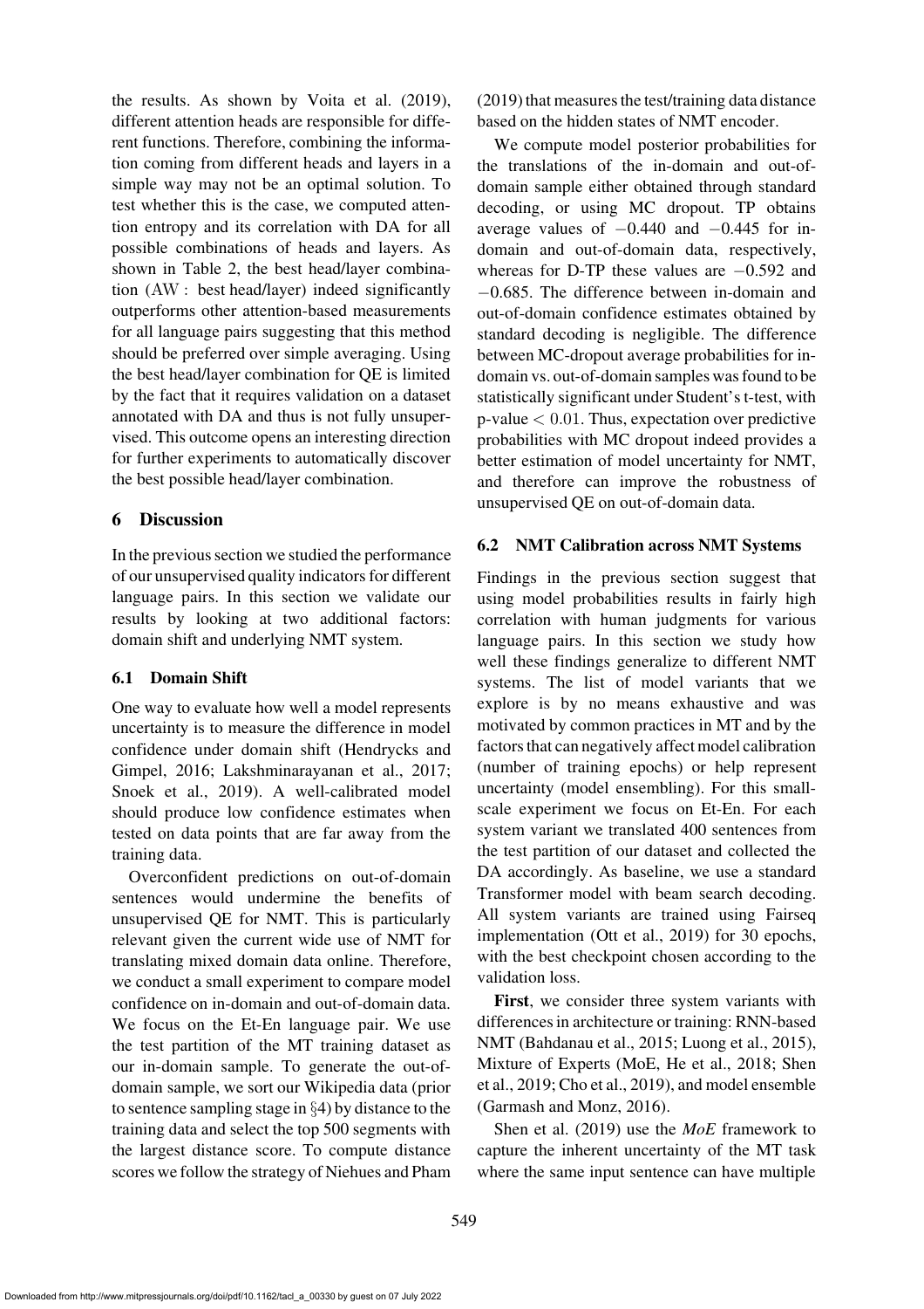the results. As shown by Voita et al. (2019), different attention heads are responsible for different functions. Therefore, combining the information coming from different heads and layers in a simple way may not be an optimal solution. To test whether this is the case, we computed attention entropy and its correlation with DA for all possible combinations of heads and layers. As shown in Table 2, the best head/layer combination (AW : best head/layer) indeed significantly outperforms other attention-based measurements for all language pairs suggesting that this method should be preferred over simple averaging. Using the best head/layer combination for QE is limited by the fact that it requires validation on a dataset annotated with DA and thus is not fully unsupervised. This outcome opens an interesting direction for further experiments to automatically discover the best possible head/layer combination.

## 6 Discussion

In the previous section we studied the performance of our unsupervised quality indicators for different language pairs. In this section we validate our results by looking at two additional factors: domain shift and underlying NMT system.

### 6.1 Domain Shift

One way to evaluate how well a model represents uncertainty is to measure the difference in model confidence under domain shift (Hendrycks and Gimpel, 2016; Lakshminarayanan et al., 2017; Snoek et al., 2019). A well-calibrated model should produce low confidence estimates when tested on data points that are far away from the training data.

Overconfident predictions on out-of-domain sentences would undermine the benefits of unsupervised QE for NMT. This is particularly relevant given the current wide use of NMT for translating mixed domain data online. Therefore, we conduct a small experiment to compare model confidence on in-domain and out-of-domain data. We focus on the Et-En language pair. We use the test partition of the MT training dataset as our in-domain sample. To generate the out-of-domain sample, we sort our Wikipedia data (prior to sentence sampling stage in §4) by distance to the training data and select the top 500 segments with the largest distance score. To compute distance scores we follow the strategy of Niehues and Pham (2019) that measures the test/training data distance based on the hidden states of NMT encoder.

We compute model posterior probabilities for the translations of the in-domain and out-of-domain sample either obtained through standard decoding, or using MC dropout. TP obtains average values of $-0.440$ and $-0.445$ for in-domain and out-of-domain data, respectively, whereas for D-TP these values are $-0.592$ and $-0.685$. The difference between in-domain and out-of-domain confidence estimates obtained by standard decoding is negligible. The difference between MC-dropout average probabilities for in-domain vs. out-of-domain samples was found to be statistically significant under Student's t-test, with p-value $< 0.01$. Thus, expectation over predictive probabilities with MC dropout indeed provides a better estimation of model uncertainty for NMT, and therefore can improve the robustness of unsupervised QE on out-of-domain data.

### 6.2 NMT Calibration across NMT Systems

Findings in the previous section suggest that using model probabilities results in fairly high correlation with human judgments for various language pairs. In this section we study how well these findings generalize to different NMT systems. The list of model variants that we explore is by no means exhaustive and was motivated by common practices in MT and by the factors that can negatively affect model calibration (number of training epochs) or help represent uncertainty (model ensembling). For this small-scale experiment we focus on Et-En. For each system variant we translated 400 sentences from the test partition of our dataset and collected the DA accordingly. As baseline, we use a standard Transformer model with beam search decoding. All system variants are trained using Fairseq implementation (Ott et al., 2019) for 30 epochs, with the best checkpoint chosen according to the validation loss.

**First**, we consider three system variants with differences in architecture or training: RNN-based NMT (Bahdanau et al., 2015; Luong et al., 2015), Mixture of Experts (MoE, He et al., 2018; Shen et al., 2019; Cho et al., 2019), and model ensemble (Garmash and Monz, 2016).

Shen et al. (2019) use the *MoE* framework to capture the inherent uncertainty of the MT task where the same input sentence can have multiple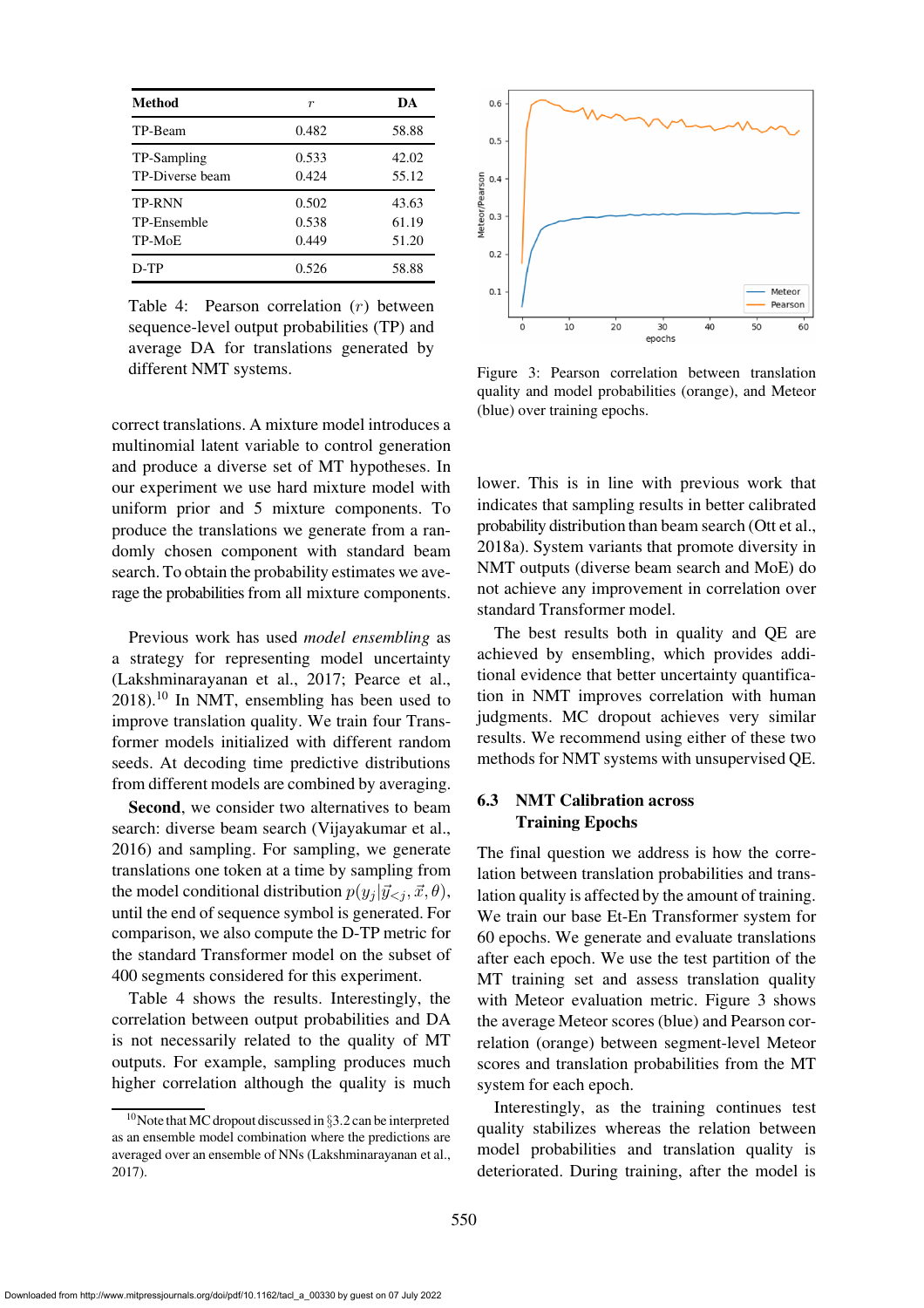| Method | $r$ | DA |
|---|---|---|
| TP-Beam | 0.482 | 58.88 |
| TP-Sampling | 0.533 | 42.02 |
| TP-Diverse beam | 0.424 | 55.12 |
| TP-RNN | 0.502 | 43.63 |
| TP-Ensemble | 0.538 | 61.19 |
| TP-MoE | 0.449 | 51.20 |
| D-TP | 0.526 | 58.88 |

Table 4: Pearson correlation ($r$) between sequence-level output probabilities (TP) and average DA for translations generated by different NMT systems.

correct translations. A mixture model introduces a multinomial latent variable to control generation and produce a diverse set of MT hypotheses. In our experiment we use hard mixture model with uniform prior and 5 mixture components. To produce the translations we generate from a randomly chosen component with standard beam search. To obtain the probability estimates we average the probabilities from all mixture components.

Previous work has used *model ensembling* as a strategy for representing model uncertainty (Lakshminarayanan et al., 2017; Pearce et al., 2018).[10] In NMT, ensembling has been used to improve translation quality. We train four Transformer models initialized with different random seeds. At decoding time predictive distributions from different models are combined by averaging.

**Second**, we consider two alternatives to beam search: diverse beam search (Vijayakumar et al., 2016) and sampling. For sampling, we generate translations one token at a time by sampling from the model conditional distribution $p(y_j|\vec{y}_{<j}, \vec{x}, \theta)$, until the end of sequence symbol is generated. For comparison, we also compute the D-TP metric for the standard Transformer model on the subset of 400 segments considered for this experiment.

Table 4 shows the results. Interestingly, the correlation between output probabilities and DA is not necessarily related to the quality of MT outputs. For example, sampling produces much higher correlation although the quality is much lower. This is in line with previous work that indicates that sampling results in better calibrated probability distribution than beam search (Ott et al., 2018a). System variants that promote diversity in NMT outputs (diverse beam search and MoE) do not achieve any improvement in correlation over standard Transformer model.

The best results both in quality and QE are achieved by ensembling, which provides additional evidence that better uncertainty quantification in NMT improves correlation with human judgments. MC dropout achieves very similar results. We recommend using either of these two methods for NMT systems with unsupervised QE.

[10] Note that MC dropout discussed in §3.2 can be interpreted as an ensemble model combination where the predictions are averaged over an ensemble of NNs (Lakshminarayanan et al., 2017).

Figure 3: Pearson correlation between translation quality and model probabilities (orange), and Meteor (blue) over training epochs.

### 6.3 NMT Calibration across Training Epochs

The final question we address is how the correlation between translation probabilities and translation quality is affected by the amount of training. We train our base Et-En Transformer system for 60 epochs. We generate and evaluate translations after each epoch. We use the test partition of the MT training set and assess translation quality with Meteor evaluation metric. Figure 3 shows the average Meteor scores (blue) and Pearson correlation (orange) between segment-level Meteor scores and translation probabilities from the MT system for each epoch.

Interestingly, as the training continues test quality stabilizes whereas the relation between model probabilities and translation quality is deteriorated. During training, after the model is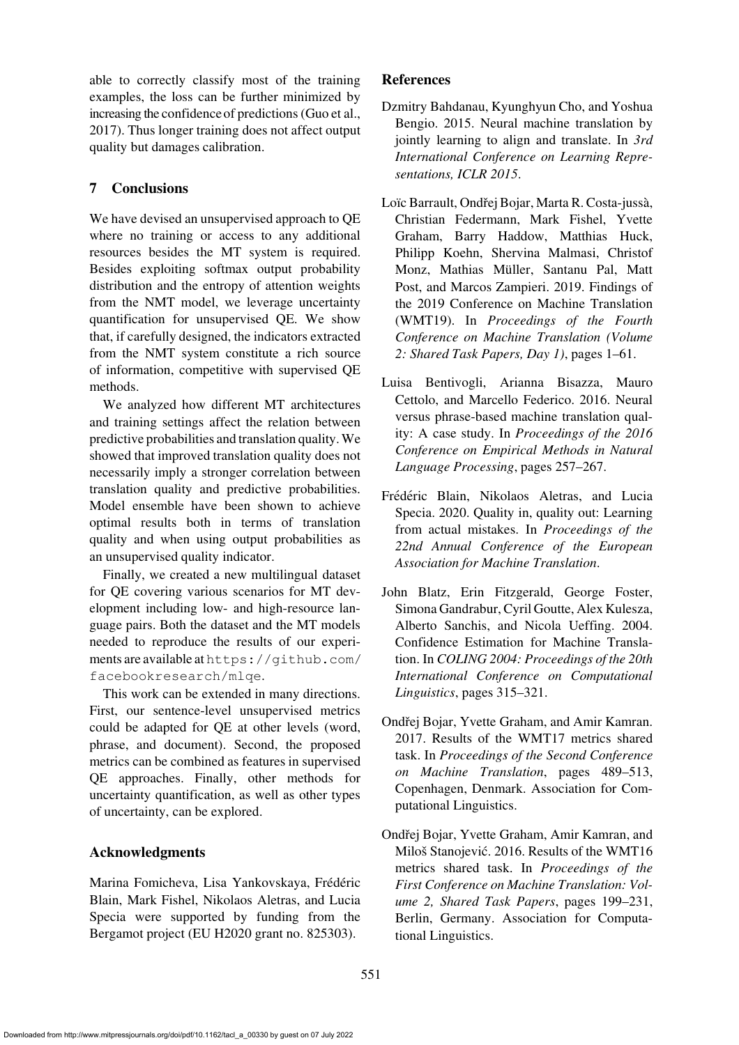able to correctly classify most of the training examples, the loss can be further minimized by increasing the confidence of predictions (Guo et al., 2017). Thus longer training does not affect output quality but damages calibration.

## 7 Conclusions

We have devised an unsupervised approach to QE where no training or access to any additional resources besides the MT system is required. Besides exploiting softmax output probability distribution and the entropy of attention weights from the NMT model, we leverage uncertainty quantification for unsupervised QE. We show that, if carefully designed, the indicators extracted from the NMT system constitute a rich source of information, competitive with supervised QE methods.

We analyzed how different MT architectures and training settings affect the relation between predictive probabilities and translation quality. We showed that improved translation quality does not necessarily imply a stronger correlation between translation quality and predictive probabilities. Model ensemble have been shown to achieve optimal results both in terms of translation quality and when using output probabilities as an unsupervised quality indicator.

Finally, we created a new multilingual dataset for QE covering various scenarios for MT development including low- and high-resource language pairs. Both the dataset and the MT models needed to reproduce the results of our experiments are available at `https://github.com/facebookresearch/mlqe`.

This work can be extended in many directions. First, our sentence-level unsupervised metrics could be adapted for QE at other levels (word, phrase, and document). Second, the proposed metrics can be combined as features in supervised QE approaches. Finally, other methods for uncertainty quantification, as well as other types of uncertainty, can be explored.

## Acknowledgments

Marina Fomicheva, Lisa Yankovskaya, Frédéric Blain, Mark Fishel, Nikolaos Aletras, and Lucia Specia were supported by funding from the Bergamot project (EU H2020 grant no. 825303).

## References

Dzmitry Bahdanau, Kyunghyun Cho, and Yoshua Bengio. 2015. Neural machine translation by jointly learning to align and translate. In *3rd International Conference on Learning Representations, ICLR 2015*.

Loïc Barrault, Ondřej Bojar, Marta R. Costa-jussà, Christian Federmann, Mark Fishel, Yvette Graham, Barry Haddow, Matthias Huck, Philipp Koehn, Shervina Malmasi, Christof Monz, Mathias Müller, Santanu Pal, Matt Post, and Marcos Zampieri. 2019. Findings of the 2019 Conference on Machine Translation (WMT19). In *Proceedings of the Fourth Conference on Machine Translation (Volume 2: Shared Task Papers, Day 1)*, pages 1–61.

Luisa Bentivogli, Arianna Bisazza, Mauro Cettolo, and Marcello Federico. 2016. Neural versus phrase-based machine translation quality: A case study. In *Proceedings of the 2016 Conference on Empirical Methods in Natural Language Processing*, pages 257–267.

Frédéric Blain, Nikolaos Aletras, and Lucia Specia. 2020. Quality in, quality out: Learning from actual mistakes. In *Proceedings of the 22nd Annual Conference of the European Association for Machine Translation*.

John Blatz, Erin Fitzgerald, George Foster, Simona Gandrabur, Cyril Goutte, Alex Kulesza, Alberto Sanchis, and Nicola Ueffing. 2004. Confidence Estimation for Machine Translation. In *COLING 2004: Proceedings of the 20th International Conference on Computational Linguistics*, pages 315–321.

Ondřej Bojar, Yvette Graham, and Amir Kamran. 2017. Results of the WMT17 metrics shared task. In *Proceedings of the Second Conference on Machine Translation*, pages 489–513, Copenhagen, Denmark. Association for Computational Linguistics.

Ondřej Bojar, Yvette Graham, Amir Kamran, and Miloš Stanojević. 2016. Results of the WMT16 metrics shared task. In *Proceedings of the First Conference on Machine Translation: Volume 2, Shared Task Papers*, pages 199–231, Berlin, Germany. Association for Computational Linguistics.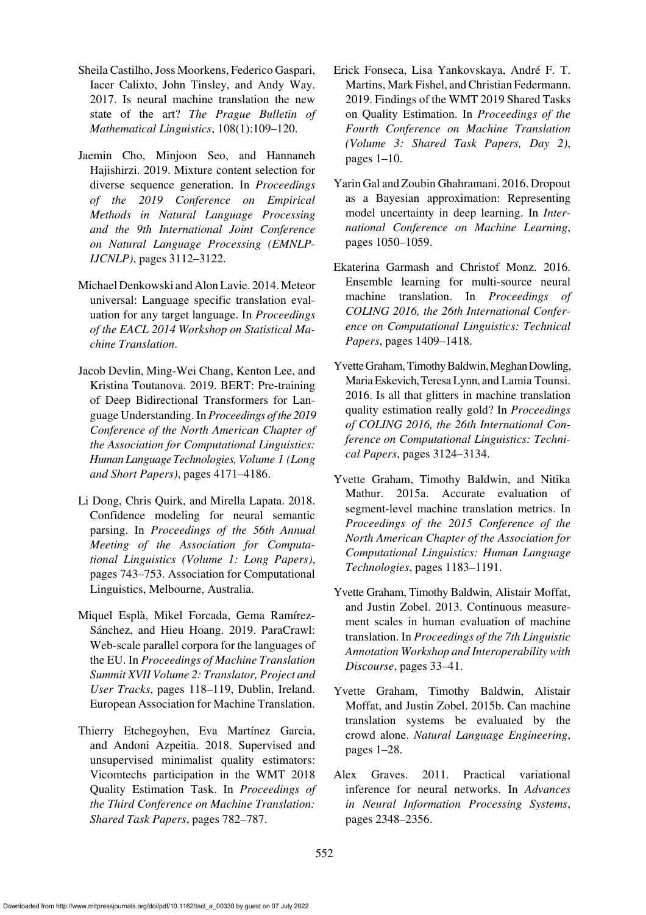Sheila Castilho, Joss Moorkens, Federico Gaspari, Iacer Calixto, John Tinsley, and Andy Way. 2017. Is neural machine translation the new state of the art? *The Prague Bulletin of Mathematical Linguistics*, 108(1):109–120.

Jaemin Cho, Minjoon Seo, and Hannaneh Hajishirzi. 2019. Mixture content selection for diverse sequence generation. In *Proceedings of the 2019 Conference on Empirical Methods in Natural Language Processing and the 9th International Joint Conference on Natural Language Processing (EMNLP-IJCNLP)*, pages 3112–3122.

Michael Denkowski and Alon Lavie. 2014. Meteor universal: Language specific translation evaluation for any target language. In *Proceedings of the EACL 2014 Workshop on Statistical Machine Translation*.

Jacob Devlin, Ming-Wei Chang, Kenton Lee, and Kristina Toutanova. 2019. BERT: Pre-training of Deep Bidirectional Transformers for Language Understanding. In *Proceedings of the 2019 Conference of the North American Chapter of the Association for Computational Linguistics: Human Language Technologies, Volume 1 (Long and Short Papers)*, pages 4171–4186.

Li Dong, Chris Quirk, and Mirella Lapata. 2018. Confidence modeling for neural semantic parsing. In *Proceedings of the 56th Annual Meeting of the Association for Computational Linguistics (Volume 1: Long Papers)*, pages 743–753. Association for Computational Linguistics, Melbourne, Australia.

Miquel Esplà, Mikel Forcada, Gema Ramírez-Sánchez, and Hieu Hoang. 2019. ParaCrawl: Web-scale parallel corpora for the languages of the EU. In *Proceedings of Machine Translation Summit XVII Volume 2: Translator, Project and User Tracks*, pages 118–119, Dublin, Ireland. European Association for Machine Translation.

Thierry Etchegoyhen, Eva Martínez Garcia, and Andoni Azpeitia. 2018. Supervised and unsupervised minimalist quality estimators: Vicomtechs participation in the WMT 2018 Quality Estimation Task. In *Proceedings of the Third Conference on Machine Translation: Shared Task Papers*, pages 782–787.

Erick Fonseca, Lisa Yankovskaya, André F. T. Martins, Mark Fishel, and Christian Federmann. 2019. Findings of the WMT 2019 Shared Tasks on Quality Estimation. In *Proceedings of the Fourth Conference on Machine Translation (Volume 3: Shared Task Papers, Day 2)*, pages 1–10.

Yarin Gal and Zoubin Ghahramani. 2016. Dropout as a Bayesian approximation: Representing model uncertainty in deep learning. In *International Conference on Machine Learning*, pages 1050–1059.

Ekaterina Garmash and Christof Monz. 2016. Ensemble learning for multi-source neural machine translation. In *Proceedings of COLING 2016, the 26th International Conference on Computational Linguistics: Technical Papers*, pages 1409–1418.

Yvette Graham, Timothy Baldwin, Meghan Dowling, Maria Eskevich, Teresa Lynn, and Lamia Tounsi. 2016. Is all that glitters in machine translation quality estimation really gold? In *Proceedings of COLING 2016, the 26th International Conference on Computational Linguistics: Technical Papers*, pages 3124–3134.

Yvette Graham, Timothy Baldwin, and Nitika Mathur. 2015a. Accurate evaluation of segment-level machine translation metrics. In *Proceedings of the 2015 Conference of the North American Chapter of the Association for Computational Linguistics: Human Language Technologies*, pages 1183–1191.

Yvette Graham, Timothy Baldwin, Alistair Moffat, and Justin Zobel. 2013. Continuous measurement scales in human evaluation of machine translation. In *Proceedings of the 7th Linguistic Annotation Workshop and Interoperability with Discourse*, pages 33–41.

Yvette Graham, Timothy Baldwin, Alistair Moffat, and Justin Zobel. 2015b. Can machine translation systems be evaluated by the crowd alone. *Natural Language Engineering*, pages 1–28.

Alex Graves. 2011. Practical variational inference for neural networks. In *Advances in Neural Information Processing Systems*, pages 2348–2356.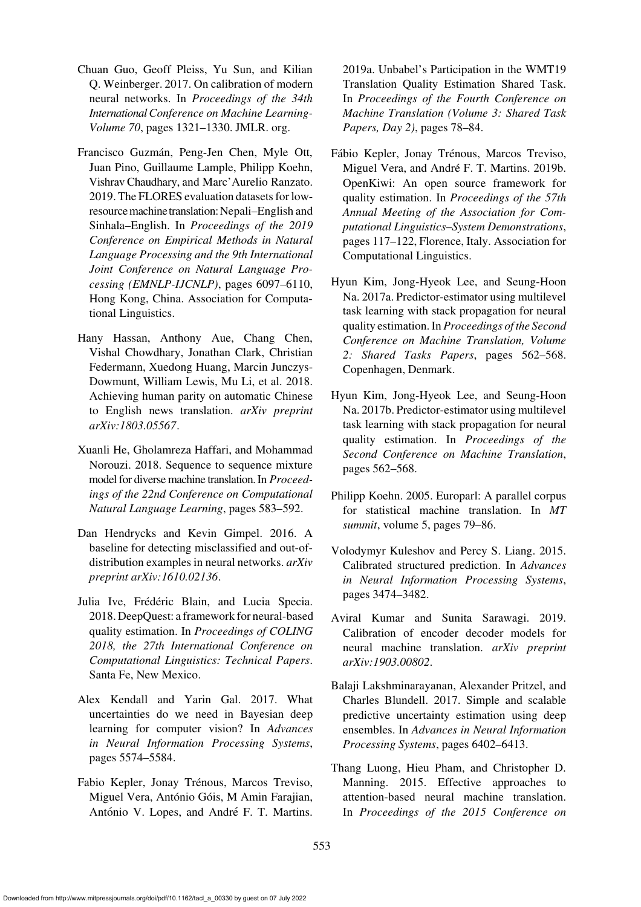Chuan Guo, Geoff Pleiss, Yu Sun, and Kilian Q. Weinberger. 2017. On calibration of modern neural networks. In *Proceedings of the 34th International Conference on Machine Learning-Volume 70*, pages 1321–1330. JMLR. org.

Francisco Guzmán, Peng-Jen Chen, Myle Ott, Juan Pino, Guillaume Lample, Philipp Koehn, Vishrav Chaudhary, and Marc'Aurelio Ranzato. 2019. The FLORES evaluation datasets for low-resource machine translation: Nepali–English and Sinhala–English. In *Proceedings of the 2019 Conference on Empirical Methods in Natural Language Processing and the 9th International Joint Conference on Natural Language Processing (EMNLP-IJCNLP)*, pages 6097–6110, Hong Kong, China. Association for Computational Linguistics.

Hany Hassan, Anthony Aue, Chang Chen, Vishal Chowdhary, Jonathan Clark, Christian Federmann, Xuedong Huang, Marcin Junczys-Dowmunt, William Lewis, Mu Li, et al. 2018. Achieving human parity on automatic Chinese to English news translation. *arXiv preprint arXiv:1803.05567*.

Xuanli He, Gholamreza Haffari, and Mohammad Norouzi. 2018. Sequence to sequence mixture model for diverse machine translation. In *Proceedings of the 22nd Conference on Computational Natural Language Learning*, pages 583–592.

Dan Hendrycks and Kevin Gimpel. 2016. A baseline for detecting misclassified and out-of-distribution examples in neural networks. *arXiv preprint arXiv:1610.02136*.

Julia Ive, Frédéric Blain, and Lucia Specia. 2018. DeepQuest: a framework for neural-based quality estimation. In *Proceedings of COLING 2018, the 27th International Conference on Computational Linguistics: Technical Papers*. Santa Fe, New Mexico.

Alex Kendall and Yarin Gal. 2017. What uncertainties do we need in Bayesian deep learning for computer vision? In *Advances in Neural Information Processing Systems*, pages 5574–5584.

Fabio Kepler, Jonay Trénous, Marcos Treviso, Miguel Vera, António Góis, M Amin Farajian, António V. Lopes, and André F. T. Martins. 2019a. Unbabel's Participation in the WMT19 Translation Quality Estimation Shared Task. In *Proceedings of the Fourth Conference on Machine Translation (Volume 3: Shared Task Papers, Day 2)*, pages 78–84.

Fábio Kepler, Jonay Trénous, Marcos Treviso, Miguel Vera, and André F. T. Martins. 2019b. OpenKiwi: An open source framework for quality estimation. In *Proceedings of the 57th Annual Meeting of the Association for Computational Linguistics–System Demonstrations*, pages 117–122, Florence, Italy. Association for Computational Linguistics.

Hyun Kim, Jong-Hyeok Lee, and Seung-Hoon Na. 2017a. Predictor-estimator using multilevel task learning with stack propagation for neural quality estimation. In *Proceedings of the Second Conference on Machine Translation, Volume 2: Shared Tasks Papers*, pages 562–568. Copenhagen, Denmark.

Hyun Kim, Jong-Hyeok Lee, and Seung-Hoon Na. 2017b. Predictor-estimator using multilevel task learning with stack propagation for neural quality estimation. In *Proceedings of the Second Conference on Machine Translation*, pages 562–568.

Philipp Koehn. 2005. Europarl: A parallel corpus for statistical machine translation. In *MT summit*, volume 5, pages 79–86.

Volodymyr Kuleshov and Percy S. Liang. 2015. Calibrated structured prediction. In *Advances in Neural Information Processing Systems*, pages 3474–3482.

Aviral Kumar and Sunita Sarawagi. 2019. Calibration of encoder decoder models for neural machine translation. *arXiv preprint arXiv:1903.00802*.

Balaji Lakshminarayanan, Alexander Pritzel, and Charles Blundell. 2017. Simple and scalable predictive uncertainty estimation using deep ensembles. In *Advances in Neural Information Processing Systems*, pages 6402–6413.

Thang Luong, Hieu Pham, and Christopher D. Manning. 2015. Effective approaches to attention-based neural machine translation. In *Proceedings of the 2015 Conference on*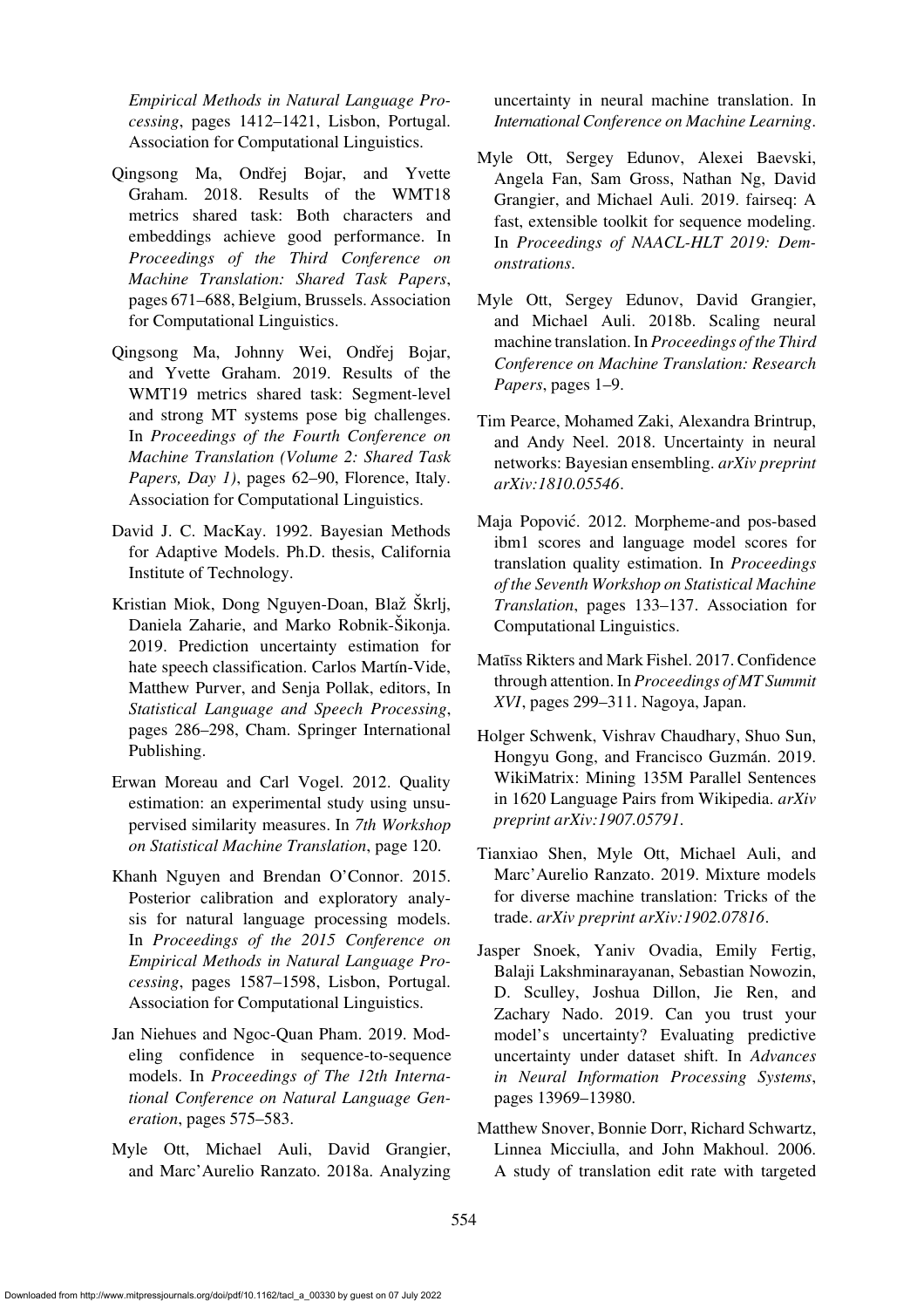*Empirical Methods in Natural Language Processing*, pages 1412–1421, Lisbon, Portugal. Association for Computational Linguistics.

Qingsong Ma, Ondřej Bojar, and Yvette Graham. 2018. Results of the WMT18 metrics shared task: Both characters and embeddings achieve good performance. In *Proceedings of the Third Conference on Machine Translation: Shared Task Papers*, pages 671–688, Belgium, Brussels. Association for Computational Linguistics.

Qingsong Ma, Johnny Wei, Ondřej Bojar, and Yvette Graham. 2019. Results of the WMT19 metrics shared task: Segment-level and strong MT systems pose big challenges. In *Proceedings of the Fourth Conference on Machine Translation (Volume 2: Shared Task Papers, Day 1)*, pages 62–90, Florence, Italy. Association for Computational Linguistics.

David J. C. MacKay. 1992. Bayesian Methods for Adaptive Models. Ph.D. thesis, California Institute of Technology.

Kristian Miok, Dong Nguyen-Doan, Blaž Škrlj, Daniela Zaharie, and Marko Robnik-Šikonja. 2019. Prediction uncertainty estimation for hate speech classification. Carlos Martín-Vide, Matthew Purver, and Senja Pollak, editors, In *Statistical Language and Speech Processing*, pages 286–298, Cham. Springer International Publishing.

Erwan Moreau and Carl Vogel. 2012. Quality estimation: an experimental study using unsupervised similarity measures. In *7th Workshop on Statistical Machine Translation*, page 120.

Khanh Nguyen and Brendan O'Connor. 2015. Posterior calibration and exploratory analysis for natural language processing models. In *Proceedings of the 2015 Conference on Empirical Methods in Natural Language Processing*, pages 1587–1598, Lisbon, Portugal. Association for Computational Linguistics.

Jan Niehues and Ngoc-Quan Pham. 2019. Modeling confidence in sequence-to-sequence models. In *Proceedings of The 12th International Conference on Natural Language Generation*, pages 575–583.

Myle Ott, Michael Auli, David Grangier, and Marc'Aurelio Ranzato. 2018a. Analyzing uncertainty in neural machine translation. In *International Conference on Machine Learning*.

Myle Ott, Sergey Edunov, Alexei Baevski, Angela Fan, Sam Gross, Nathan Ng, David Grangier, and Michael Auli. 2019. fairseq: A fast, extensible toolkit for sequence modeling. In *Proceedings of NAACL-HLT 2019: Demonstrations*.

Myle Ott, Sergey Edunov, David Grangier, and Michael Auli. 2018b. Scaling neural machine translation. In *Proceedings of the Third Conference on Machine Translation: Research Papers*, pages 1–9.

Tim Pearce, Mohamed Zaki, Alexandra Brintrup, and Andy Neel. 2018. Uncertainty in neural networks: Bayesian ensembling. *arXiv preprint arXiv:1810.05546*.

Maja Popović. 2012. Morpheme-and pos-based ibm1 scores and language model scores for translation quality estimation. In *Proceedings of the Seventh Workshop on Statistical Machine Translation*, pages 133–137. Association for Computational Linguistics.

Matīss Rikters and Mark Fishel. 2017. Confidence through attention. In *Proceedings of MT Summit XVI*, pages 299–311. Nagoya, Japan.

Holger Schwenk, Vishrav Chaudhary, Shuo Sun, Hongyu Gong, and Francisco Guzmán. 2019. WikiMatrix: Mining 135M Parallel Sentences in 1620 Language Pairs from Wikipedia. *arXiv preprint arXiv:1907.05791*.

Tianxiao Shen, Myle Ott, Michael Auli, and Marc'Aurelio Ranzato. 2019. Mixture models for diverse machine translation: Tricks of the trade. *arXiv preprint arXiv:1902.07816*.

Jasper Snoek, Yaniv Ovadia, Emily Fertig, Balaji Lakshminarayanan, Sebastian Nowozin, D. Sculley, Joshua Dillon, Jie Ren, and Zachary Nado. 2019. Can you trust your model's uncertainty? Evaluating predictive uncertainty under dataset shift. In *Advances in Neural Information Processing Systems*, pages 13969–13980.

Matthew Snover, Bonnie Dorr, Richard Schwartz, Linnea Micciulla, and John Makhoul. 2006. A study of translation edit rate with targeted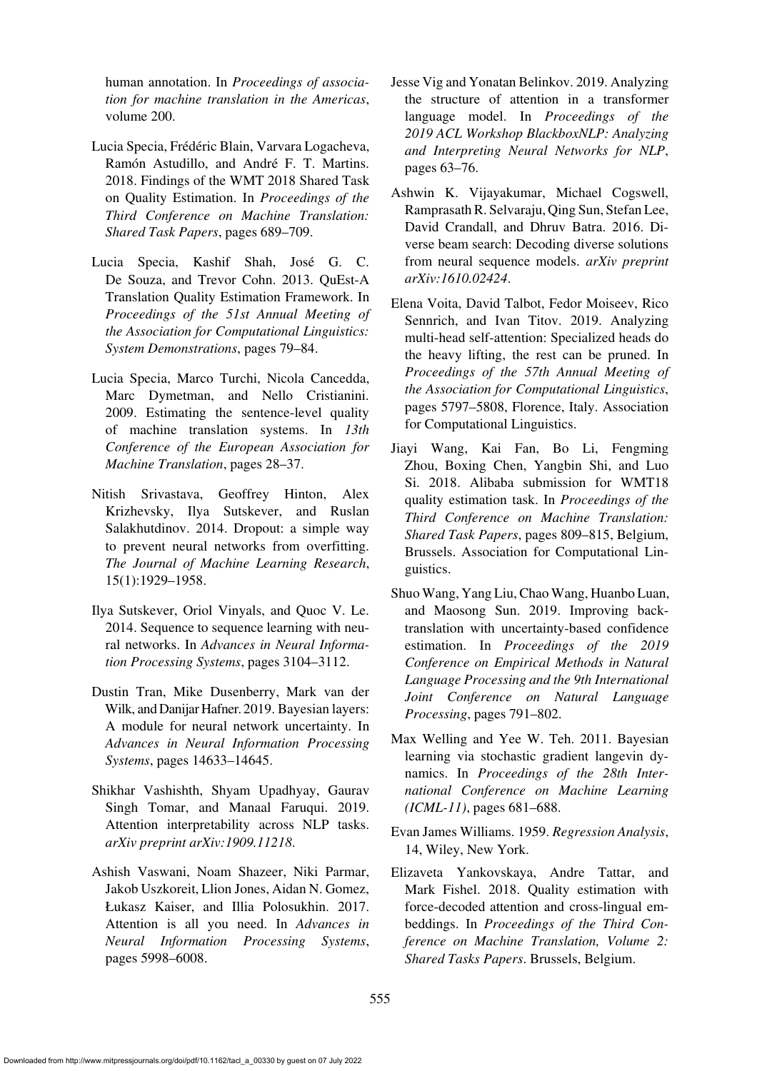human annotation. In *Proceedings of association for machine translation in the Americas*, volume 200.

Lucia Specia, Frédéric Blain, Varvara Logacheva, Ramón Astudillo, and André F. T. Martins. 2018. Findings of the WMT 2018 Shared Task on Quality Estimation. In *Proceedings of the Third Conference on Machine Translation: Shared Task Papers*, pages 689–709.

Lucia Specia, Kashif Shah, José G. C. De Souza, and Trevor Cohn. 2013. QuEst-A Translation Quality Estimation Framework. In *Proceedings of the 51st Annual Meeting of the Association for Computational Linguistics: System Demonstrations*, pages 79–84.

Lucia Specia, Marco Turchi, Nicola Cancedda, Marc Dymetman, and Nello Cristianini. 2009. Estimating the sentence-level quality of machine translation systems. In *13th Conference of the European Association for Machine Translation*, pages 28–37.

Nitish Srivastava, Geoffrey Hinton, Alex Krizhevsky, Ilya Sutskever, and Ruslan Salakhutdinov. 2014. Dropout: a simple way to prevent neural networks from overfitting. *The Journal of Machine Learning Research*, 15(1):1929–1958.

Ilya Sutskever, Oriol Vinyals, and Quoc V. Le. 2014. Sequence to sequence learning with neural networks. In *Advances in Neural Information Processing Systems*, pages 3104–3112.

Dustin Tran, Mike Dusenberry, Mark van der Wilk, and Danijar Hafner. 2019. Bayesian layers: A module for neural network uncertainty. In *Advances in Neural Information Processing Systems*, pages 14633–14645.

Shikhar Vashishth, Shyam Upadhyay, Gaurav Singh Tomar, and Manaal Faruqui. 2019. Attention interpretability across NLP tasks. *arXiv preprint arXiv:1909.11218*.

Ashish Vaswani, Noam Shazeer, Niki Parmar, Jakob Uszkoreit, Llion Jones, Aidan N. Gomez, Łukasz Kaiser, and Illia Polosukhin. 2017. Attention is all you need. In *Advances in Neural Information Processing Systems*, pages 5998–6008.

Jesse Vig and Yonatan Belinkov. 2019. Analyzing the structure of attention in a transformer language model. In *Proceedings of the 2019 ACL Workshop BlackboxNLP: Analyzing and Interpreting Neural Networks for NLP*, pages 63–76.

Ashwin K. Vijayakumar, Michael Cogswell, Ramprasath R. Selvaraju, Qing Sun, Stefan Lee, David Crandall, and Dhruv Batra. 2016. Diverse beam search: Decoding diverse solutions from neural sequence models. *arXiv preprint arXiv:1610.02424*.

Elena Voita, David Talbot, Fedor Moiseev, Rico Sennrich, and Ivan Titov. 2019. Analyzing multi-head self-attention: Specialized heads do the heavy lifting, the rest can be pruned. In *Proceedings of the 57th Annual Meeting of the Association for Computational Linguistics*, pages 5797–5808, Florence, Italy. Association for Computational Linguistics.

Jiayi Wang, Kai Fan, Bo Li, Fengming Zhou, Boxing Chen, Yangbin Shi, and Luo Si. 2018. Alibaba submission for WMT18 quality estimation task. In *Proceedings of the Third Conference on Machine Translation: Shared Task Papers*, pages 809–815, Belgium, Brussels. Association for Computational Linguistics.

Shuo Wang, Yang Liu, Chao Wang, Huanbo Luan, and Maosong Sun. 2019. Improving back-translation with uncertainty-based confidence estimation. In *Proceedings of the 2019 Conference on Empirical Methods in Natural Language Processing and the 9th International Joint Conference on Natural Language Processing*, pages 791–802.

Max Welling and Yee W. Teh. 2011. Bayesian learning via stochastic gradient langevin dynamics. In *Proceedings of the 28th International Conference on Machine Learning (ICML-11)*, pages 681–688.

Evan James Williams. 1959. *Regression Analysis*, 14, Wiley, New York.

Elizaveta Yankovskaya, Andre Tattar, and Mark Fishel. 2018. Quality estimation with force-decoded attention and cross-lingual embeddings. In *Proceedings of the Third Conference on Machine Translation, Volume 2: Shared Tasks Papers*. Brussels, Belgium.